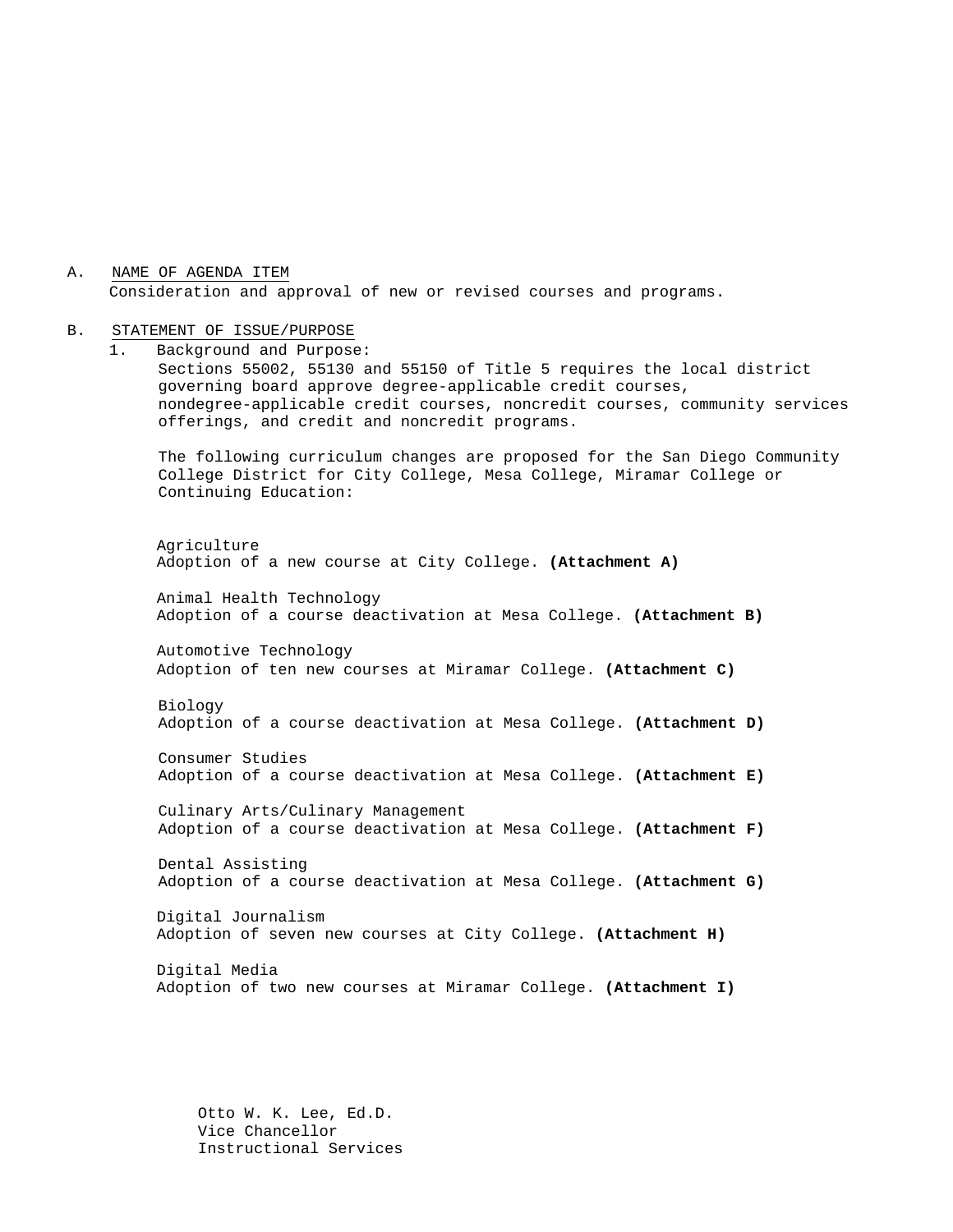A. NAME OF AGENDA ITEM

Consideration and approval of new or revised courses and programs.

B. STATEMENT OF ISSUE/PURPOSE

1. Background and Purpose:

Sections 55002, 55130 and 55150 of Title 5 requires the local district governing board approve degree-applicable credit courses, nondegree-applicable credit courses, noncredit courses, community services offerings, and credit and noncredit programs.

The following curriculum changes are proposed for the San Diego Community College District for City College, Mesa College, Miramar College or Continuing Education:

Agriculture
Adoption of a new course at City College. **(Attachment A)**

Animal Health Technology
Adoption of a course deactivation at Mesa College. **(Attachment B)**

Automotive Technology
Adoption of ten new courses at Miramar College. **(Attachment C)**

Biology
Adoption of a course deactivation at Mesa College. **(Attachment D)**

Consumer Studies
Adoption of a course deactivation at Mesa College. **(Attachment E)**

Culinary Arts/Culinary Management
Adoption of a course deactivation at Mesa College. **(Attachment F)**

Dental Assisting
Adoption of a course deactivation at Mesa College. **(Attachment G)**

Digital Journalism
Adoption of seven new courses at City College. **(Attachment H)**

Digital Media
Adoption of two new courses at Miramar College. **(Attachment I)**

Otto W. K. Lee, Ed.D.
Vice Chancellor
Instructional Services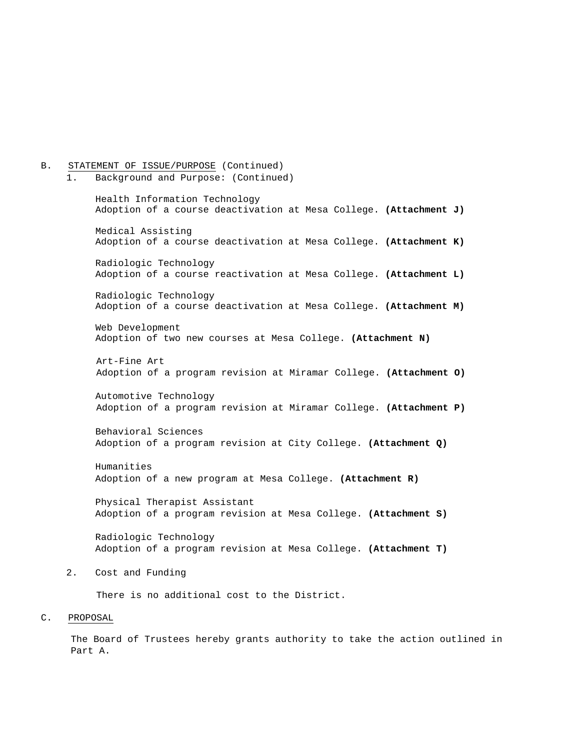B. STATEMENT OF ISSUE/PURPOSE (Continued)

1. Background and Purpose: (Continued)

   Health Information Technology
   Adoption of a course deactivation at Mesa College. **(Attachment J)**

   Medical Assisting
   Adoption of a course deactivation at Mesa College. **(Attachment K)**

   Radiologic Technology
   Adoption of a course reactivation at Mesa College. **(Attachment L)**

   Radiologic Technology
   Adoption of a course deactivation at Mesa College. **(Attachment M)**

   Web Development
   Adoption of two new courses at Mesa College. **(Attachment N)**

   Art-Fine Art
   Adoption of a program revision at Miramar College. **(Attachment O)**

   Automotive Technology
   Adoption of a program revision at Miramar College. **(Attachment P)**

   Behavioral Sciences
   Adoption of a program revision at City College. **(Attachment Q)**

   Humanities
   Adoption of a new program at Mesa College. **(Attachment R)**

   Physical Therapist Assistant
   Adoption of a program revision at Mesa College. **(Attachment S)**

   Radiologic Technology
   Adoption of a program revision at Mesa College. **(Attachment T)**

2. Cost and Funding

   There is no additional cost to the District.

C. PROPOSAL

The Board of Trustees hereby grants authority to take the action outlined in Part A.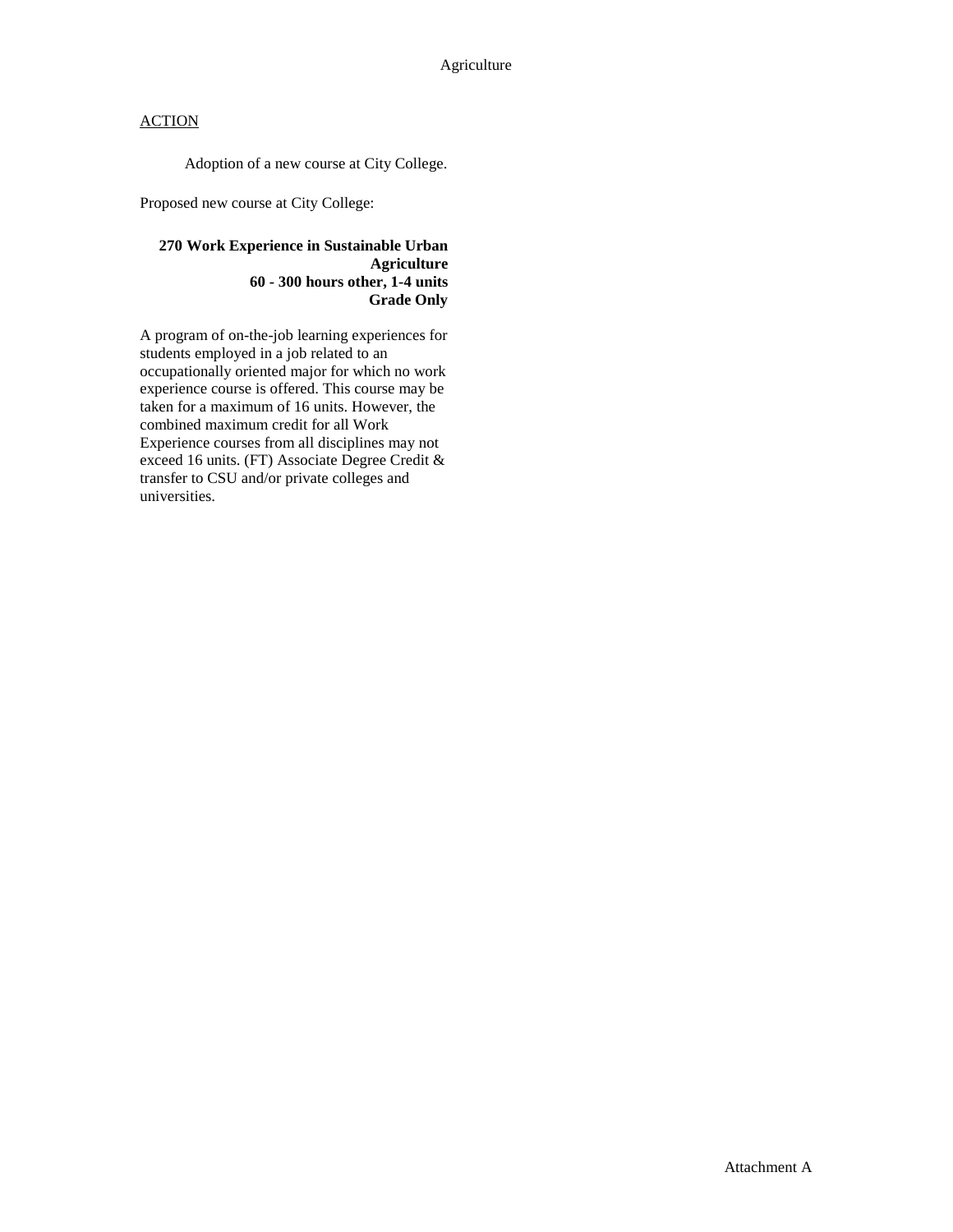## Agriculture

ACTION

Adoption of a new course at City College.

Proposed new course at City College:

**270 Work Experience in Sustainable Urban Agriculture**
**60 - 300 hours other, 1-4 units**
**Grade Only**

A program of on-the-job learning experiences for students employed in a job related to an occupationally oriented major for which no work experience course is offered. This course may be taken for a maximum of 16 units. However, the combined maximum credit for all Work Experience courses from all disciplines may not exceed 16 units. (FT) Associate Degree Credit & transfer to CSU and/or private colleges and universities.

Attachment A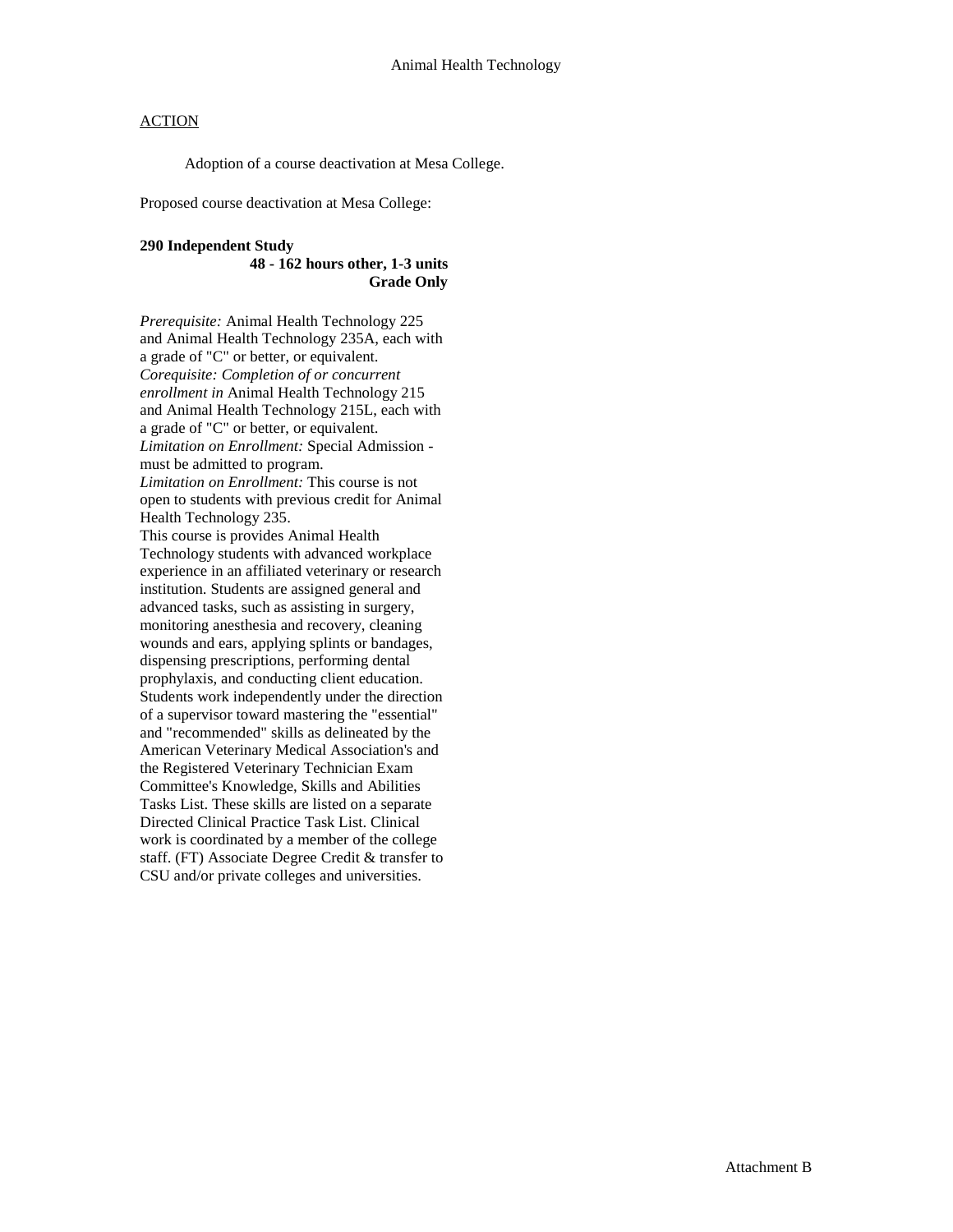Animal Health Technology

ACTION

Adoption of a course deactivation at Mesa College.

Proposed course deactivation at Mesa College:

**290 Independent Study**
**48 - 162 hours other, 1-3 units**
**Grade Only**

*Prerequisite:* Animal Health Technology 225 and Animal Health Technology 235A, each with a grade of "C" or better, or equivalent.
*Corequisite: Completion of or concurrent enrollment in* Animal Health Technology 215 and Animal Health Technology 215L, each with a grade of "C" or better, or equivalent.
*Limitation on Enrollment:* Special Admission - must be admitted to program.
*Limitation on Enrollment:* This course is not open to students with previous credit for Animal Health Technology 235.
This course is provides Animal Health Technology students with advanced workplace experience in an affiliated veterinary or research institution. Students are assigned general and advanced tasks, such as assisting in surgery, monitoring anesthesia and recovery, cleaning wounds and ears, applying splints or bandages, dispensing prescriptions, performing dental prophylaxis, and conducting client education. Students work independently under the direction of a supervisor toward mastering the "essential" and "recommended" skills as delineated by the American Veterinary Medical Association's and the Registered Veterinary Technician Exam Committee's Knowledge, Skills and Abilities Tasks List. These skills are listed on a separate Directed Clinical Practice Task List. Clinical work is coordinated by a member of the college staff. (FT) Associate Degree Credit & transfer to CSU and/or private colleges and universities.

Attachment B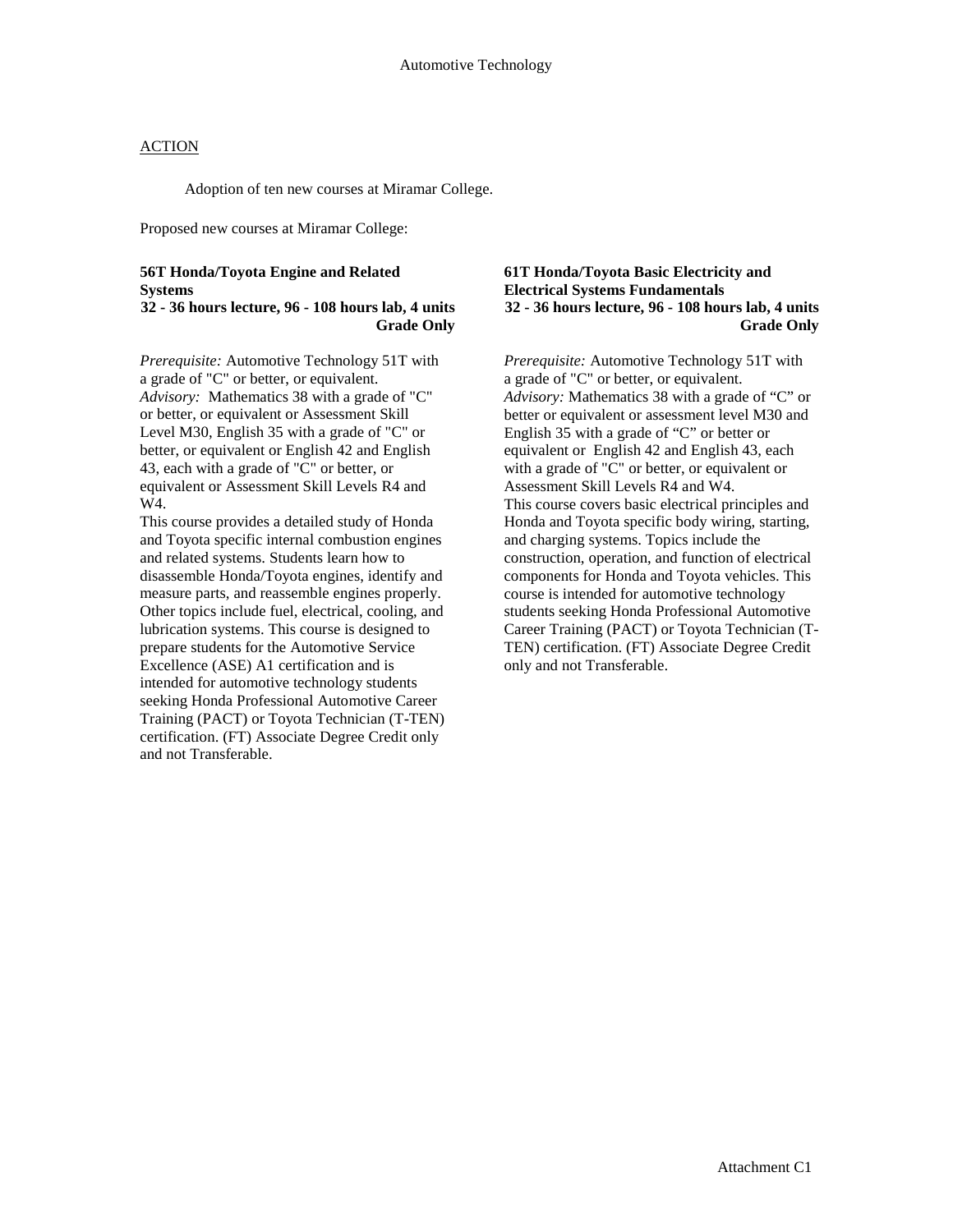<u>ACTION</u>

Adoption of ten new courses at Miramar College.

Proposed new courses at Miramar College:

**56T Honda/Toyota Engine and Related Systems**
**32 - 36 hours lecture, 96 - 108 hours lab, 4 units**
**Grade Only**

*Prerequisite:* Automotive Technology 51T with a grade of "C" or better, or equivalent.
*Advisory:* Mathematics 38 with a grade of "C" or better, or equivalent or Assessment Skill Level M30, English 35 with a grade of "C" or better, or equivalent or English 42 and English 43, each with a grade of "C" or better, or equivalent or Assessment Skill Levels R4 and W4.
This course provides a detailed study of Honda and Toyota specific internal combustion engines and related systems. Students learn how to disassemble Honda/Toyota engines, identify and measure parts, and reassemble engines properly. Other topics include fuel, electrical, cooling, and lubrication systems. This course is designed to prepare students for the Automotive Service Excellence (ASE) A1 certification and is intended for automotive technology students seeking Honda Professional Automotive Career Training (PACT) or Toyota Technician (T-TEN) certification. (FT) Associate Degree Credit only and not Transferable.

**61T Honda/Toyota Basic Electricity and Electrical Systems Fundamentals**
**32 - 36 hours lecture, 96 - 108 hours lab, 4 units**
**Grade Only**

*Prerequisite:* Automotive Technology 51T with a grade of "C" or better, or equivalent.
*Advisory:* Mathematics 38 with a grade of "C" or better or equivalent or assessment level M30 and English 35 with a grade of "C" or better or equivalent or English 42 and English 43, each with a grade of "C" or better, or equivalent or Assessment Skill Levels R4 and W4.
This course covers basic electrical principles and Honda and Toyota specific body wiring, starting, and charging systems. Topics include the construction, operation, and function of electrical components for Honda and Toyota vehicles. This course is intended for automotive technology students seeking Honda Professional Automotive Career Training (PACT) or Toyota Technician (T-TEN) certification. (FT) Associate Degree Credit only and not Transferable.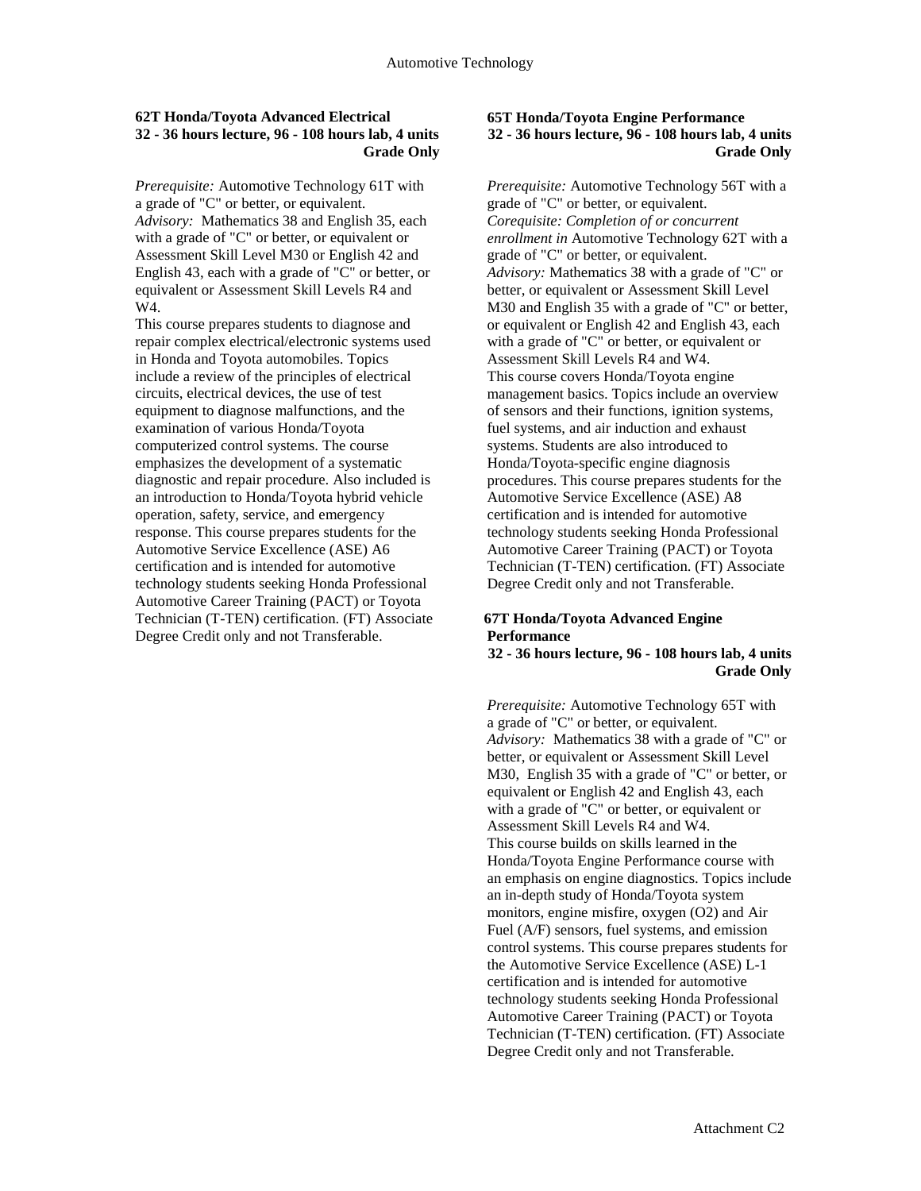**62T Honda/Toyota Advanced Electrical**
**32 - 36 hours lecture, 96 - 108 hours lab, 4 units**
**Grade Only**

*Prerequisite:* Automotive Technology 61T with a grade of "C" or better, or equivalent.
*Advisory:* Mathematics 38 and English 35, each with a grade of "C" or better, or equivalent or Assessment Skill Level M30 or English 42 and English 43, each with a grade of "C" or better, or equivalent or Assessment Skill Levels R4 and W4.
This course prepares students to diagnose and repair complex electrical/electronic systems used in Honda and Toyota automobiles. Topics include a review of the principles of electrical circuits, electrical devices, the use of test equipment to diagnose malfunctions, and the examination of various Honda/Toyota computerized control systems. The course emphasizes the development of a systematic diagnostic and repair procedure. Also included is an introduction to Honda/Toyota hybrid vehicle operation, safety, service, and emergency response. This course prepares students for the Automotive Service Excellence (ASE) A6 certification and is intended for automotive technology students seeking Honda Professional Automotive Career Training (PACT) or Toyota Technician (T-TEN) certification. (FT) Associate Degree Credit only and not Transferable.

**65T Honda/Toyota Engine Performance**
**32 - 36 hours lecture, 96 - 108 hours lab, 4 units**
**Grade Only**

*Prerequisite:* Automotive Technology 56T with a grade of "C" or better, or equivalent.
*Corequisite: Completion of or concurrent enrollment in* Automotive Technology 62T with a grade of "C" or better, or equivalent.
*Advisory:* Mathematics 38 with a grade of "C" or better, or equivalent or Assessment Skill Level M30 and English 35 with a grade of "C" or better, or equivalent or English 42 and English 43, each with a grade of "C" or better, or equivalent or Assessment Skill Levels R4 and W4.
This course covers Honda/Toyota engine management basics. Topics include an overview of sensors and their functions, ignition systems, fuel systems, and air induction and exhaust systems. Students are also introduced to Honda/Toyota-specific engine diagnosis procedures. This course prepares students for the Automotive Service Excellence (ASE) A8 certification and is intended for automotive technology students seeking Honda Professional Automotive Career Training (PACT) or Toyota Technician (T-TEN) certification. (FT) Associate Degree Credit only and not Transferable.

**67T Honda/Toyota Advanced Engine Performance**
**32 - 36 hours lecture, 96 - 108 hours lab, 4 units**
**Grade Only**

*Prerequisite:* Automotive Technology 65T with a grade of "C" or better, or equivalent.
*Advisory:* Mathematics 38 with a grade of "C" or better, or equivalent or Assessment Skill Level M30, English 35 with a grade of "C" or better, or equivalent or English 42 and English 43, each with a grade of "C" or better, or equivalent or Assessment Skill Levels R4 and W4.
This course builds on skills learned in the Honda/Toyota Engine Performance course with an emphasis on engine diagnostics. Topics include an in-depth study of Honda/Toyota system monitors, engine misfire, oxygen (O2) and Air Fuel (A/F) sensors, fuel systems, and emission control systems. This course prepares students for the Automotive Service Excellence (ASE) L-1 certification and is intended for automotive technology students seeking Honda Professional Automotive Career Training (PACT) or Toyota Technician (T-TEN) certification. (FT) Associate Degree Credit only and not Transferable.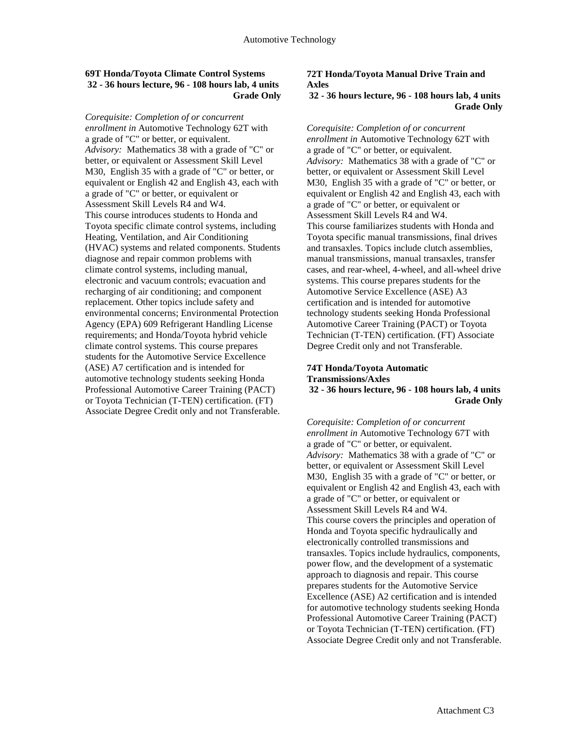**69T Honda/Toyota Climate Control Systems**
**32 - 36 hours lecture, 96 - 108 hours lab, 4 units**
**Grade Only**

*Corequisite: Completion of or concurrent enrollment in* Automotive Technology 62T with a grade of "C" or better, or equivalent.
*Advisory:* Mathematics 38 with a grade of "C" or better, or equivalent or Assessment Skill Level M30, English 35 with a grade of "C" or better, or equivalent or English 42 and English 43, each with a grade of "C" or better, or equivalent or Assessment Skill Levels R4 and W4.
This course introduces students to Honda and Toyota specific climate control systems, including Heating, Ventilation, and Air Conditioning (HVAC) systems and related components. Students diagnose and repair common problems with climate control systems, including manual, electronic and vacuum controls; evacuation and recharging of air conditioning; and component replacement. Other topics include safety and environmental concerns; Environmental Protection Agency (EPA) 609 Refrigerant Handling License requirements; and Honda/Toyota hybrid vehicle climate control systems. This course prepares students for the Automotive Service Excellence (ASE) A7 certification and is intended for automotive technology students seeking Honda Professional Automotive Career Training (PACT) or Toyota Technician (T-TEN) certification. (FT) Associate Degree Credit only and not Transferable.

**72T Honda/Toyota Manual Drive Train and Axles**
**32 - 36 hours lecture, 96 - 108 hours lab, 4 units**
**Grade Only**

*Corequisite: Completion of or concurrent enrollment in* Automotive Technology 62T with a grade of "C" or better, or equivalent.
*Advisory:* Mathematics 38 with a grade of "C" or better, or equivalent or Assessment Skill Level M30, English 35 with a grade of "C" or better, or equivalent or English 42 and English 43, each with a grade of "C" or better, or equivalent or Assessment Skill Levels R4 and W4.
This course familiarizes students with Honda and Toyota specific manual transmissions, final drives and transaxles. Topics include clutch assemblies, manual transmissions, manual transaxles, transfer cases, and rear-wheel, 4-wheel, and all-wheel drive systems. This course prepares students for the Automotive Service Excellence (ASE) A3 certification and is intended for automotive technology students seeking Honda Professional Automotive Career Training (PACT) or Toyota Technician (T-TEN) certification. (FT) Associate Degree Credit only and not Transferable.

**74T Honda/Toyota Automatic Transmissions/Axles**
**32 - 36 hours lecture, 96 - 108 hours lab, 4 units**
**Grade Only**

*Corequisite: Completion of or concurrent enrollment in* Automotive Technology 67T with a grade of "C" or better, or equivalent.
*Advisory:* Mathematics 38 with a grade of "C" or better, or equivalent or Assessment Skill Level M30, English 35 with a grade of "C" or better, or equivalent or English 42 and English 43, each with a grade of "C" or better, or equivalent or Assessment Skill Levels R4 and W4.
This course covers the principles and operation of Honda and Toyota specific hydraulically and electronically controlled transmissions and transaxles. Topics include hydraulics, components, power flow, and the development of a systematic approach to diagnosis and repair. This course prepares students for the Automotive Service Excellence (ASE) A2 certification and is intended for automotive technology students seeking Honda Professional Automotive Career Training (PACT) or Toyota Technician (T-TEN) certification. (FT) Associate Degree Credit only and not Transferable.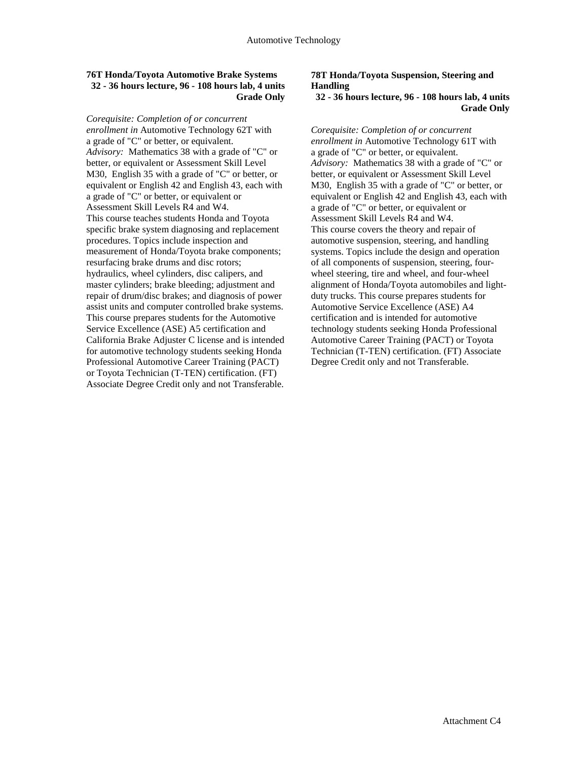**76T Honda/Toyota Automotive Brake Systems**
**32 - 36 hours lecture, 96 - 108 hours lab, 4 units**
**Grade Only**

*Corequisite: Completion of or concurrent enrollment in* Automotive Technology 62T with a grade of "C" or better, or equivalent.
*Advisory:* Mathematics 38 with a grade of "C" or better, or equivalent or Assessment Skill Level M30, English 35 with a grade of "C" or better, or equivalent or English 42 and English 43, each with a grade of "C" or better, or equivalent or Assessment Skill Levels R4 and W4.
This course teaches students Honda and Toyota specific brake system diagnosing and replacement procedures. Topics include inspection and measurement of Honda/Toyota brake components; resurfacing brake drums and disc rotors; hydraulics, wheel cylinders, disc calipers, and master cylinders; brake bleeding; adjustment and repair of drum/disc brakes; and diagnosis of power assist units and computer controlled brake systems. This course prepares students for the Automotive Service Excellence (ASE) A5 certification and California Brake Adjuster C license and is intended for automotive technology students seeking Honda Professional Automotive Career Training (PACT) or Toyota Technician (T-TEN) certification. (FT) Associate Degree Credit only and not Transferable.

**78T Honda/Toyota Suspension, Steering and Handling**
**32 - 36 hours lecture, 96 - 108 hours lab, 4 units**
**Grade Only**

*Corequisite: Completion of or concurrent enrollment in* Automotive Technology 61T with a grade of "C" or better, or equivalent.
*Advisory:* Mathematics 38 with a grade of "C" or better, or equivalent or Assessment Skill Level M30, English 35 with a grade of "C" or better, or equivalent or English 42 and English 43, each with a grade of "C" or better, or equivalent or Assessment Skill Levels R4 and W4.
This course covers the theory and repair of automotive suspension, steering, and handling systems. Topics include the design and operation of all components of suspension, steering, four-wheel steering, tire and wheel, and four-wheel alignment of Honda/Toyota automobiles and light-duty trucks. This course prepares students for Automotive Service Excellence (ASE) A4 certification and is intended for automotive technology students seeking Honda Professional Automotive Career Training (PACT) or Toyota Technician (T-TEN) certification. (FT) Associate Degree Credit only and not Transferable.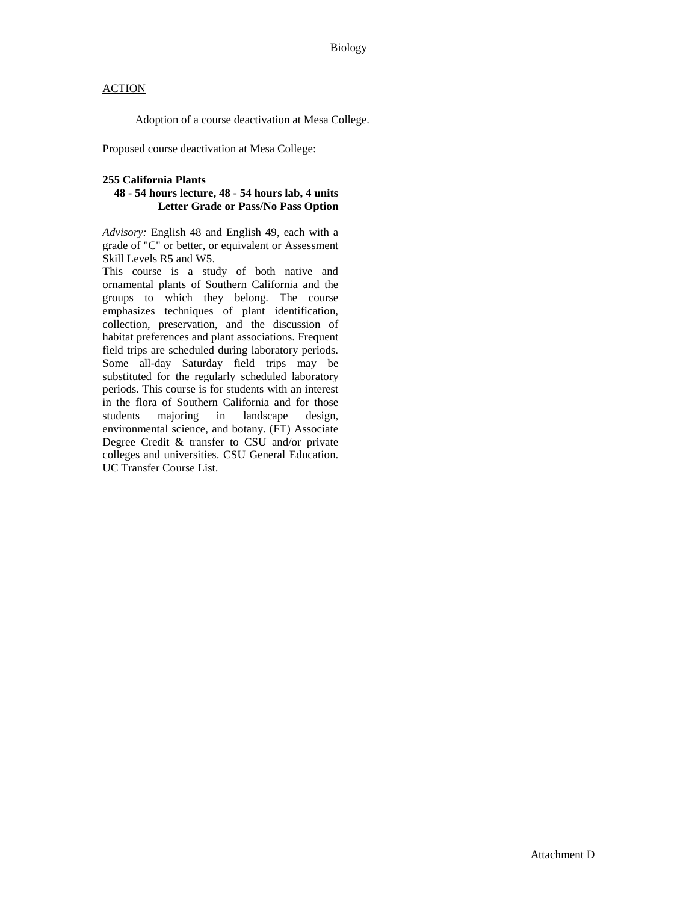<u>ACTION</u>

Adoption of a course deactivation at Mesa College.

Proposed course deactivation at Mesa College:

**255 California Plants**
**48 - 54 hours lecture, 48 - 54 hours lab, 4 units**
**Letter Grade or Pass/No Pass Option**

*Advisory:* English 48 and English 49, each with a grade of "C" or better, or equivalent or Assessment Skill Levels R5 and W5.
This course is a study of both native and ornamental plants of Southern California and the groups to which they belong. The course emphasizes techniques of plant identification, collection, preservation, and the discussion of habitat preferences and plant associations. Frequent field trips are scheduled during laboratory periods. Some all-day Saturday field trips may be substituted for the regularly scheduled laboratory periods. This course is for students with an interest in the flora of Southern California and for those students majoring in landscape design, environmental science, and botany. (FT) Associate Degree Credit & transfer to CSU and/or private colleges and universities. CSU General Education. UC Transfer Course List.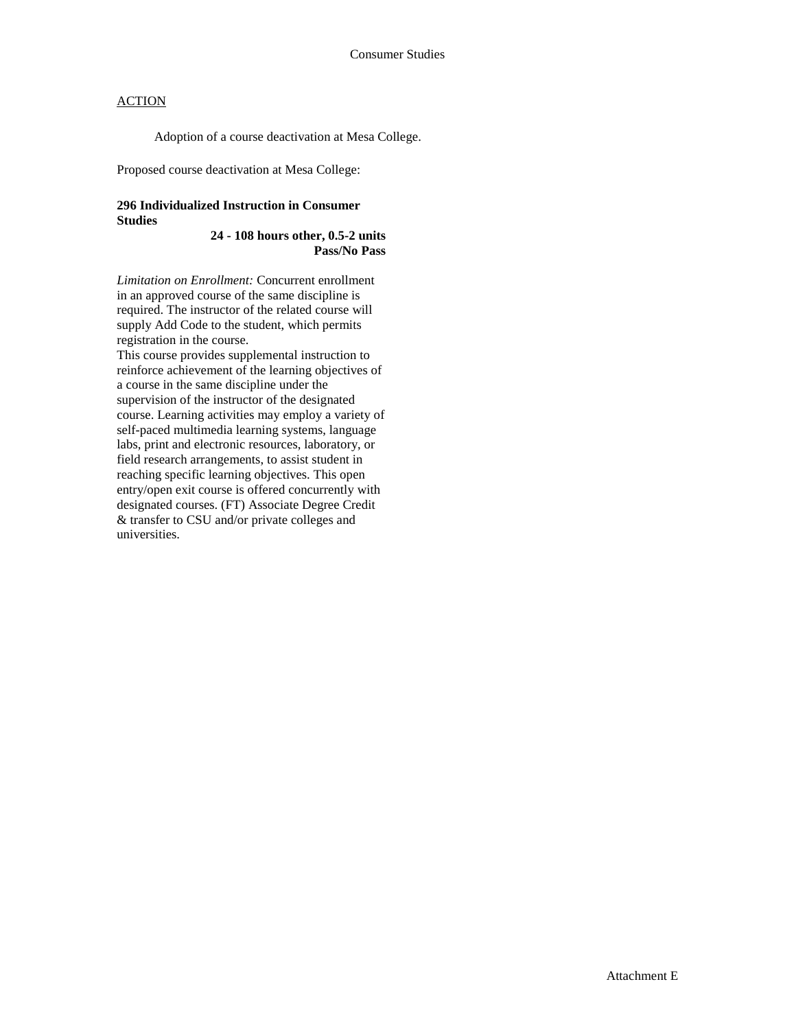Consumer Studies

ACTION

Adoption of a course deactivation at Mesa College.

Proposed course deactivation at Mesa College:

**296 Individualized Instruction in Consumer Studies**
**24 - 108 hours other, 0.5-2 units**
**Pass/No Pass**

*Limitation on Enrollment:* Concurrent enrollment in an approved course of the same discipline is required. The instructor of the related course will supply Add Code to the student, which permits registration in the course.
This course provides supplemental instruction to reinforce achievement of the learning objectives of a course in the same discipline under the supervision of the instructor of the designated course. Learning activities may employ a variety of self-paced multimedia learning systems, language labs, print and electronic resources, laboratory, or field research arrangements, to assist student in reaching specific learning objectives. This open entry/open exit course is offered concurrently with designated courses. (FT) Associate Degree Credit & transfer to CSU and/or private colleges and universities.

Attachment E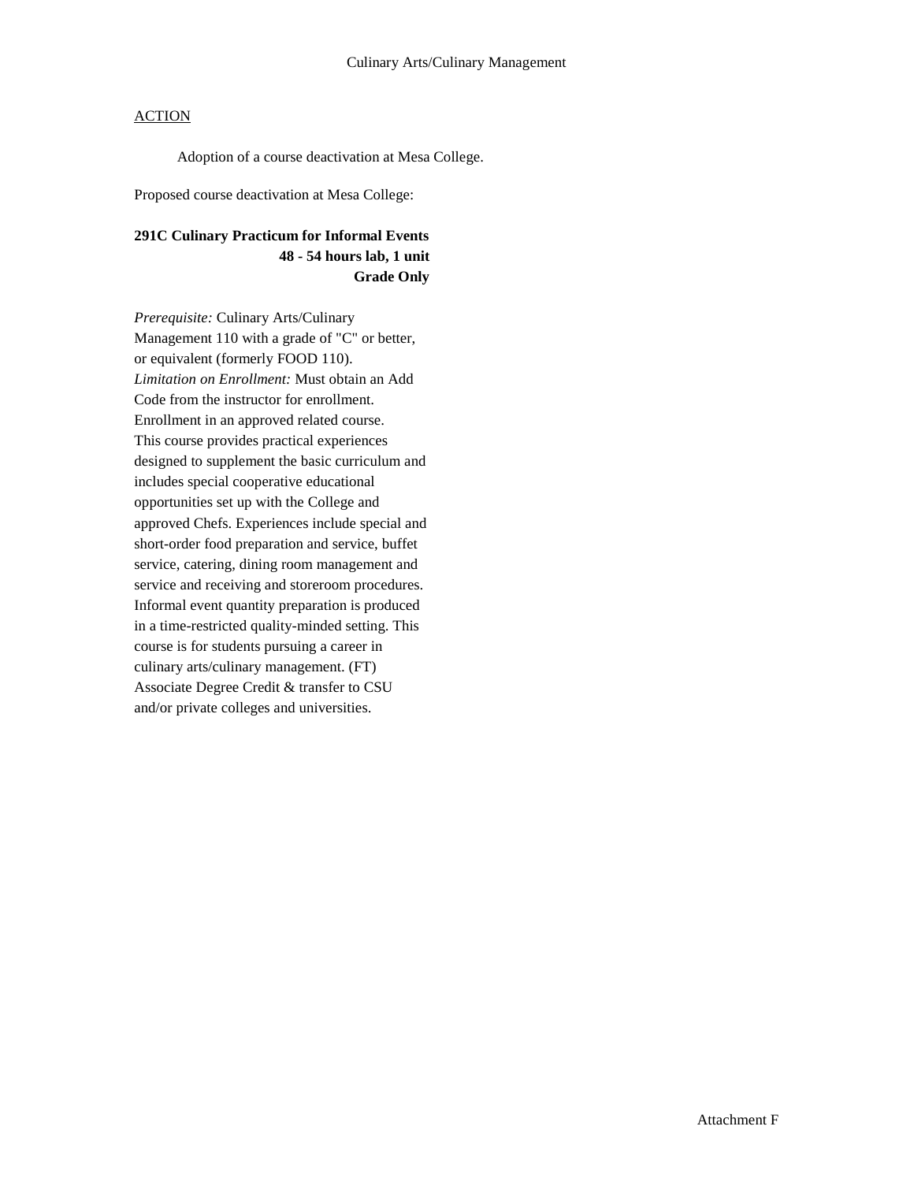Culinary Arts/Culinary Management

ACTION

Adoption of a course deactivation at Mesa College.

Proposed course deactivation at Mesa College:

**291C Culinary Practicum for Informal Events**
**48 - 54 hours lab, 1 unit**
**Grade Only**

*Prerequisite:* Culinary Arts/Culinary Management 110 with a grade of "C" or better, or equivalent (formerly FOOD 110).
*Limitation on Enrollment:* Must obtain an Add Code from the instructor for enrollment. Enrollment in an approved related course.
This course provides practical experiences designed to supplement the basic curriculum and includes special cooperative educational opportunities set up with the College and approved Chefs. Experiences include special and short-order food preparation and service, buffet service, catering, dining room management and service and receiving and storeroom procedures. Informal event quantity preparation is produced in a time-restricted quality-minded setting. This course is for students pursuing a career in culinary arts/culinary management. (FT)
Associate Degree Credit & transfer to CSU and/or private colleges and universities.

Attachment F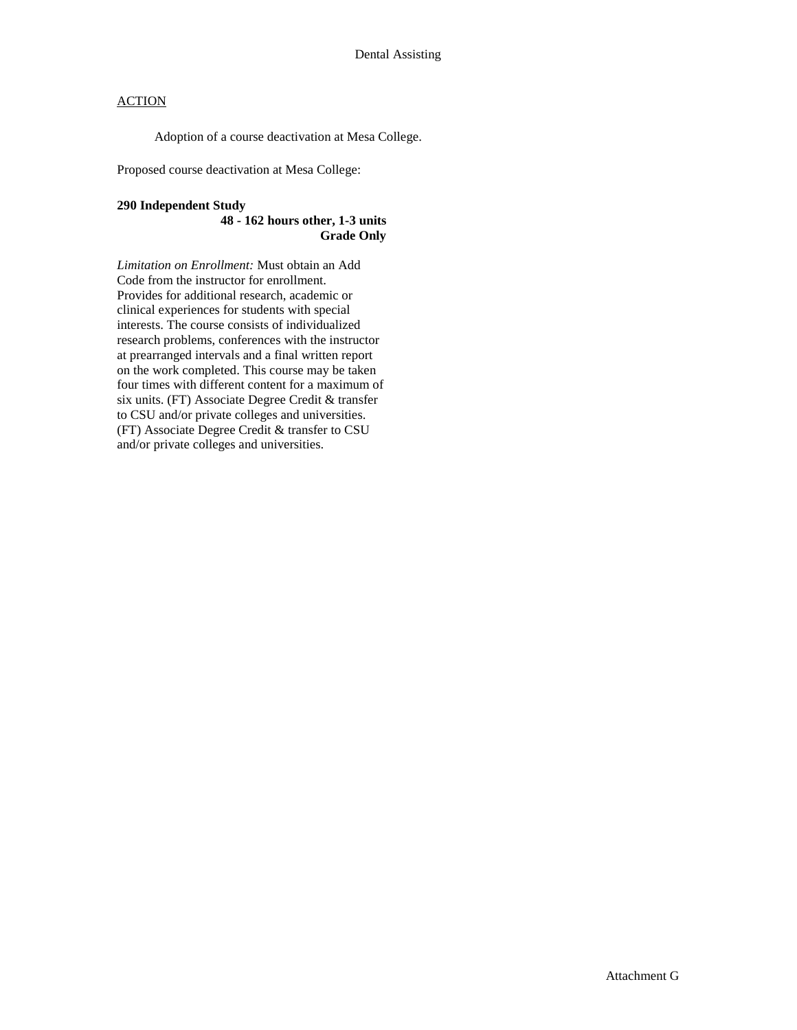Dental Assisting

ACTION

Adoption of a course deactivation at Mesa College.

Proposed course deactivation at Mesa College:

**290 Independent Study**
**48 - 162 hours other, 1-3 units**
**Grade Only**

*Limitation on Enrollment:* Must obtain an Add Code from the instructor for enrollment. Provides for additional research, academic or clinical experiences for students with special interests. The course consists of individualized research problems, conferences with the instructor at prearranged intervals and a final written report on the work completed. This course may be taken four times with different content for a maximum of six units. (FT) Associate Degree Credit & transfer to CSU and/or private colleges and universities. (FT) Associate Degree Credit & transfer to CSU and/or private colleges and universities.

Attachment G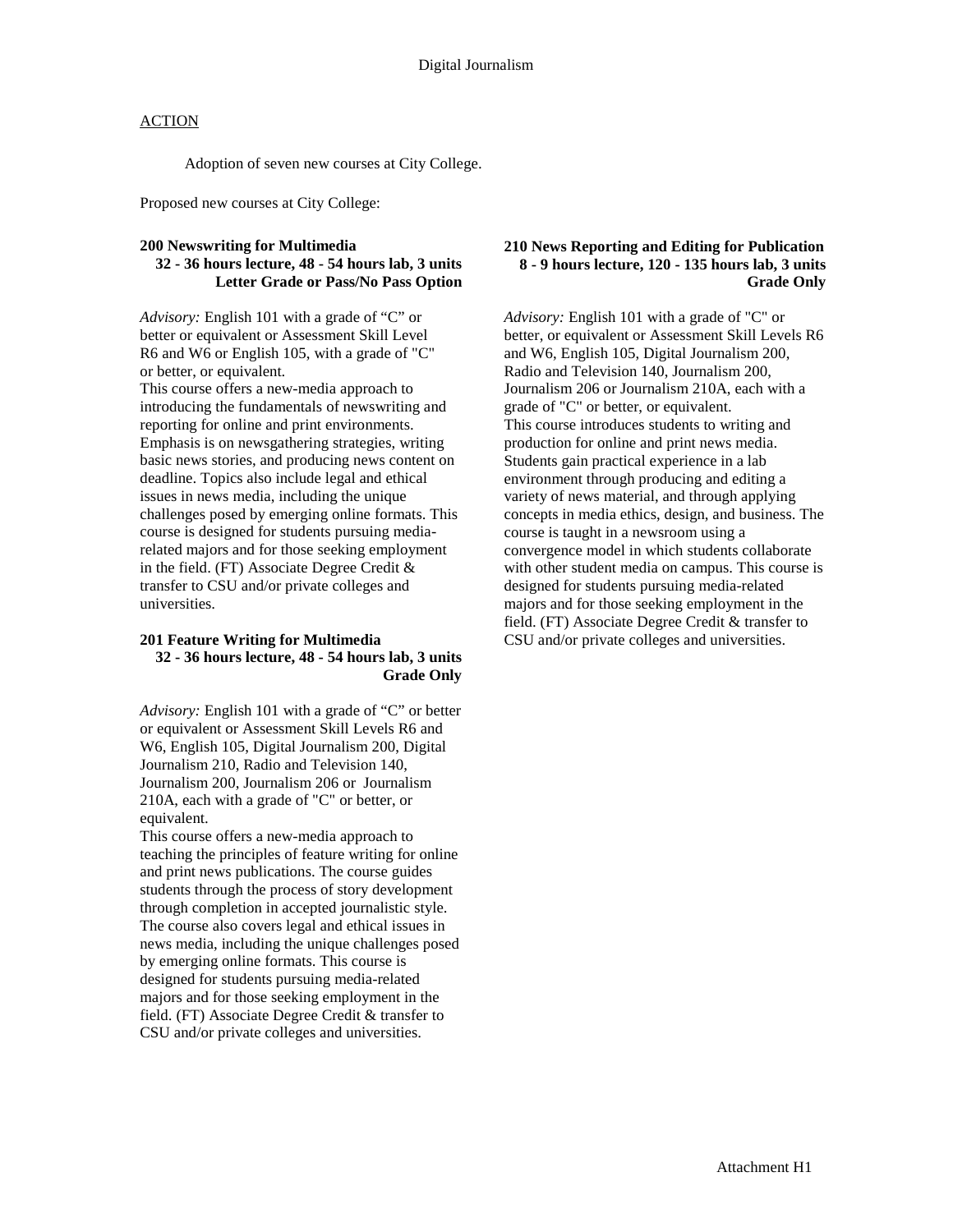# Digital Journalism

ACTION

Adoption of seven new courses at City College.

Proposed new courses at City College:

**200 Newswriting for Multimedia**
**32 - 36 hours lecture, 48 - 54 hours lab, 3 units**
**Letter Grade or Pass/No Pass Option**

*Advisory:* English 101 with a grade of "C" or better or equivalent or Assessment Skill Level R6 and W6 or English 105, with a grade of "C" or better, or equivalent.
This course offers a new-media approach to introducing the fundamentals of newswriting and reporting for online and print environments. Emphasis is on newsgathering strategies, writing basic news stories, and producing news content on deadline. Topics also include legal and ethical issues in news media, including the unique challenges posed by emerging online formats. This course is designed for students pursuing media-related majors and for those seeking employment in the field. (FT) Associate Degree Credit & transfer to CSU and/or private colleges and universities.

**201 Feature Writing for Multimedia**
**32 - 36 hours lecture, 48 - 54 hours lab, 3 units**
**Grade Only**

*Advisory:* English 101 with a grade of "C" or better or equivalent or Assessment Skill Levels R6 and W6, English 105, Digital Journalism 200, Digital Journalism 210, Radio and Television 140, Journalism 200, Journalism 206 or Journalism 210A, each with a grade of "C" or better, or equivalent.
This course offers a new-media approach to teaching the principles of feature writing for online and print news publications. The course guides students through the process of story development through completion in accepted journalistic style. The course also covers legal and ethical issues in news media, including the unique challenges posed by emerging online formats. This course is designed for students pursuing media-related majors and for those seeking employment in the field. (FT) Associate Degree Credit & transfer to CSU and/or private colleges and universities.

**210 News Reporting and Editing for Publication**
**8 - 9 hours lecture, 120 - 135 hours lab, 3 units**
**Grade Only**

*Advisory:* English 101 with a grade of "C" or better, or equivalent or Assessment Skill Levels R6 and W6, English 105, Digital Journalism 200, Radio and Television 140, Journalism 200, Journalism 206 or Journalism 210A, each with a grade of "C" or better, or equivalent.
This course introduces students to writing and production for online and print news media. Students gain practical experience in a lab environment through producing and editing a variety of news material, and through applying concepts in media ethics, design, and business. The course is taught in a newsroom using a convergence model in which students collaborate with other student media on campus. This course is designed for students pursuing media-related majors and for those seeking employment in the field. (FT) Associate Degree Credit & transfer to CSU and/or private colleges and universities.

Attachment H1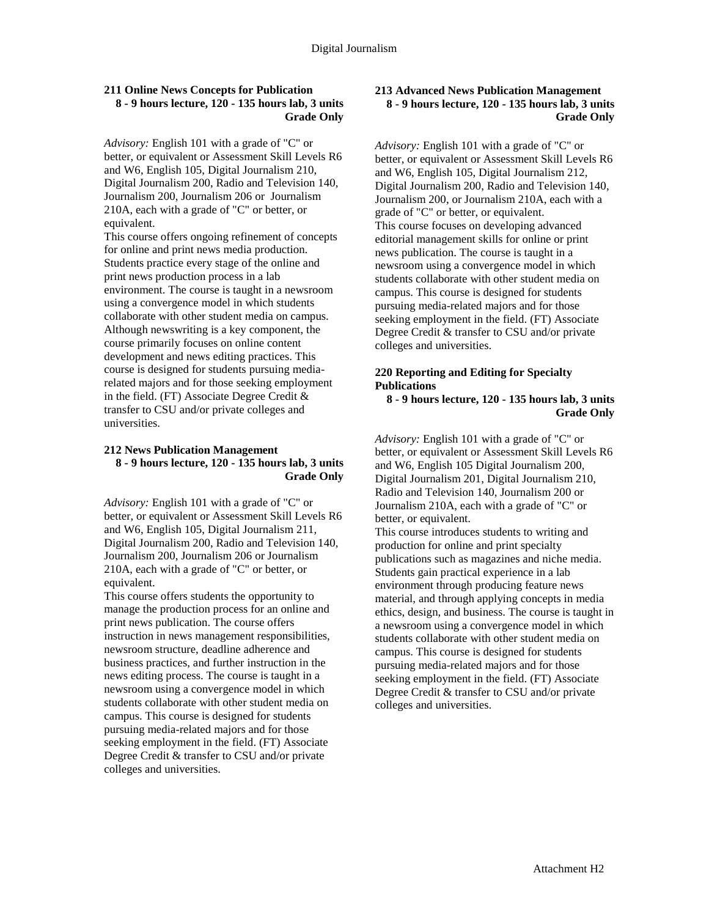### 211 Online News Concepts for Publication

**8 - 9 hours lecture, 120 - 135 hours lab, 3 units**
**Grade Only**

*Advisory:* English 101 with a grade of "C" or better, or equivalent or Assessment Skill Levels R6 and W6, English 105, Digital Journalism 210, Digital Journalism 200, Radio and Television 140, Journalism 200, Journalism 206 or Journalism 210A, each with a grade of "C" or better, or equivalent.

This course offers ongoing refinement of concepts for online and print news media production. Students practice every stage of the online and print news production process in a lab environment. The course is taught in a newsroom using a convergence model in which students collaborate with other student media on campus. Although newswriting is a key component, the course primarily focuses on online content development and news editing practices. This course is designed for students pursuing media-related majors and for those seeking employment in the field. (FT) Associate Degree Credit & transfer to CSU and/or private colleges and universities.

### 212 News Publication Management

**8 - 9 hours lecture, 120 - 135 hours lab, 3 units**
**Grade Only**

*Advisory:* English 101 with a grade of "C" or better, or equivalent or Assessment Skill Levels R6 and W6, English 105, Digital Journalism 211, Digital Journalism 200, Radio and Television 140, Journalism 200, Journalism 206 or Journalism 210A, each with a grade of "C" or better, or equivalent.

This course offers students the opportunity to manage the production process for an online and print news publication. The course offers instruction in news management responsibilities, newsroom structure, deadline adherence and business practices, and further instruction in the news editing process. The course is taught in a newsroom using a convergence model in which students collaborate with other student media on campus. This course is designed for students pursuing media-related majors and for those seeking employment in the field. (FT) Associate Degree Credit & transfer to CSU and/or private colleges and universities.

### 213 Advanced News Publication Management

**8 - 9 hours lecture, 120 - 135 hours lab, 3 units**
**Grade Only**

*Advisory:* English 101 with a grade of "C" or better, or equivalent or Assessment Skill Levels R6 and W6, English 105, Digital Journalism 212, Digital Journalism 200, Radio and Television 140, Journalism 200, or Journalism 210A, each with a grade of "C" or better, or equivalent.

This course focuses on developing advanced editorial management skills for online or print news publication. The course is taught in a newsroom using a convergence model in which students collaborate with other student media on campus. This course is designed for students pursuing media-related majors and for those seeking employment in the field. (FT) Associate Degree Credit & transfer to CSU and/or private colleges and universities.

### 220 Reporting and Editing for Specialty Publications

**8 - 9 hours lecture, 120 - 135 hours lab, 3 units**
**Grade Only**

*Advisory:* English 101 with a grade of "C" or better, or equivalent or Assessment Skill Levels R6 and W6, English 105 Digital Journalism 200, Digital Journalism 201, Digital Journalism 210, Radio and Television 140, Journalism 200 or Journalism 210A, each with a grade of "C" or better, or equivalent.

This course introduces students to writing and production for online and print specialty publications such as magazines and niche media. Students gain practical experience in a lab environment through producing feature news material, and through applying concepts in media ethics, design, and business. The course is taught in a newsroom using a convergence model in which students collaborate with other student media on campus. This course is designed for students pursuing media-related majors and for those seeking employment in the field. (FT) Associate Degree Credit & transfer to CSU and/or private colleges and universities.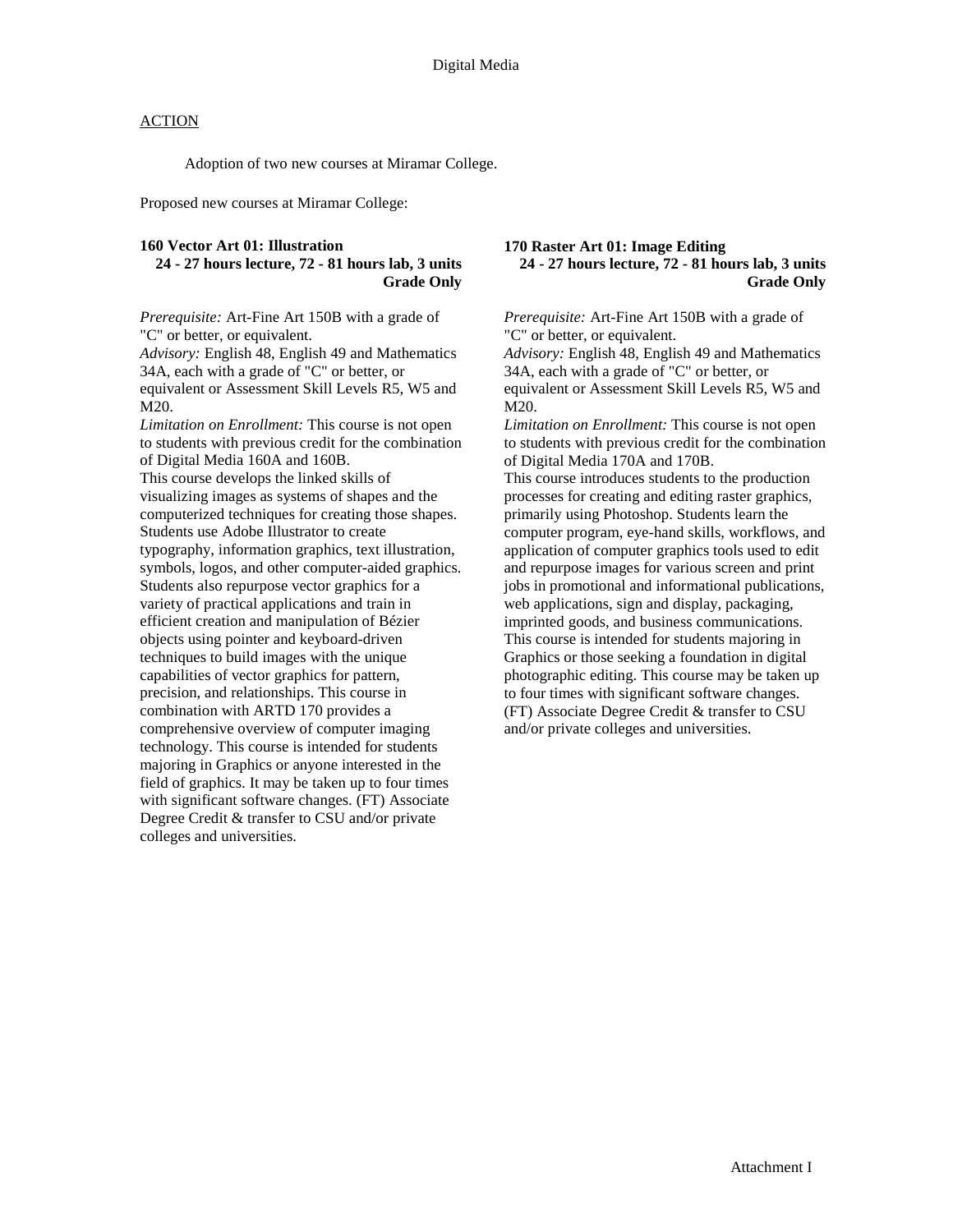# Digital Media

ACTION

Adoption of two new courses at Miramar College.

Proposed new courses at Miramar College:

**160 Vector Art 01: Illustration**
**24 - 27 hours lecture, 72 - 81 hours lab, 3 units**
**Grade Only**

*Prerequisite:* Art-Fine Art 150B with a grade of "C" or better, or equivalent.
*Advisory:* English 48, English 49 and Mathematics 34A, each with a grade of "C" or better, or equivalent or Assessment Skill Levels R5, W5 and M20.
*Limitation on Enrollment:* This course is not open to students with previous credit for the combination of Digital Media 160A and 160B.
This course develops the linked skills of visualizing images as systems of shapes and the computerized techniques for creating those shapes. Students use Adobe Illustrator to create typography, information graphics, text illustration, symbols, logos, and other computer-aided graphics. Students also repurpose vector graphics for a variety of practical applications and train in efficient creation and manipulation of Bézier objects using pointer and keyboard-driven techniques to build images with the unique capabilities of vector graphics for pattern, precision, and relationships. This course in combination with ARTD 170 provides a comprehensive overview of computer imaging technology. This course is intended for students majoring in Graphics or anyone interested in the field of graphics. It may be taken up to four times with significant software changes. (FT) Associate Degree Credit & transfer to CSU and/or private colleges and universities.

**170 Raster Art 01: Image Editing**
**24 - 27 hours lecture, 72 - 81 hours lab, 3 units**
**Grade Only**

*Prerequisite:* Art-Fine Art 150B with a grade of "C" or better, or equivalent.
*Advisory:* English 48, English 49 and Mathematics 34A, each with a grade of "C" or better, or equivalent or Assessment Skill Levels R5, W5 and M20.
*Limitation on Enrollment:* This course is not open to students with previous credit for the combination of Digital Media 170A and 170B.
This course introduces students to the production processes for creating and editing raster graphics, primarily using Photoshop. Students learn the computer program, eye-hand skills, workflows, and application of computer graphics tools used to edit and repurpose images for various screen and print jobs in promotional and informational publications, web applications, sign and display, packaging, imprinted goods, and business communications. This course is intended for students majoring in Graphics or those seeking a foundation in digital photographic editing. This course may be taken up to four times with significant software changes. (FT) Associate Degree Credit & transfer to CSU and/or private colleges and universities.

Attachment I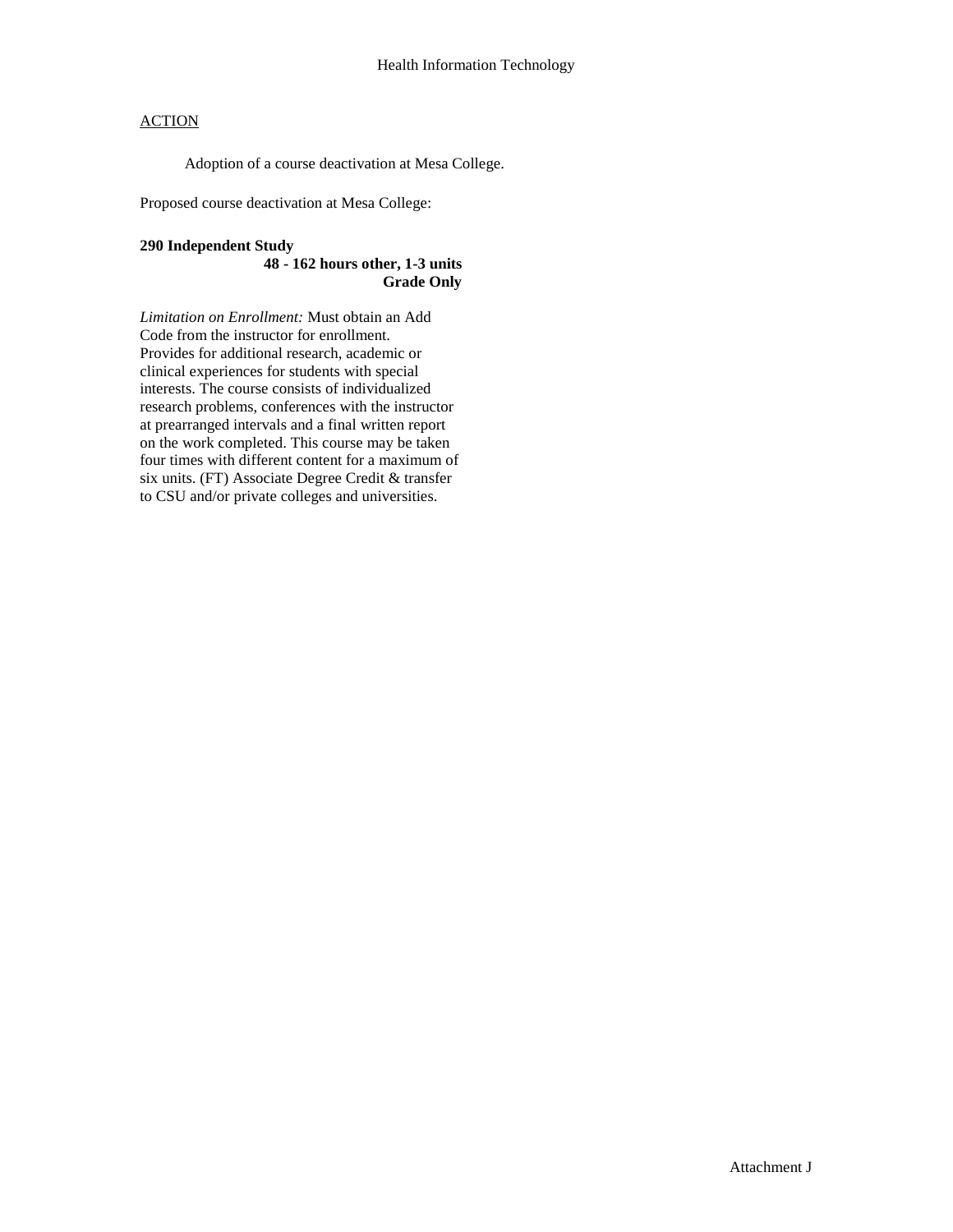# Health Information Technology

ACTION

Adoption of a course deactivation at Mesa College.

Proposed course deactivation at Mesa College:

**290 Independent Study**
**48 - 162 hours other, 1-3 units**
**Grade Only**

*Limitation on Enrollment:* Must obtain an Add Code from the instructor for enrollment. Provides for additional research, academic or clinical experiences for students with special interests. The course consists of individualized research problems, conferences with the instructor at prearranged intervals and a final written report on the work completed. This course may be taken four times with different content for a maximum of six units. (FT) Associate Degree Credit & transfer to CSU and/or private colleges and universities.

Attachment J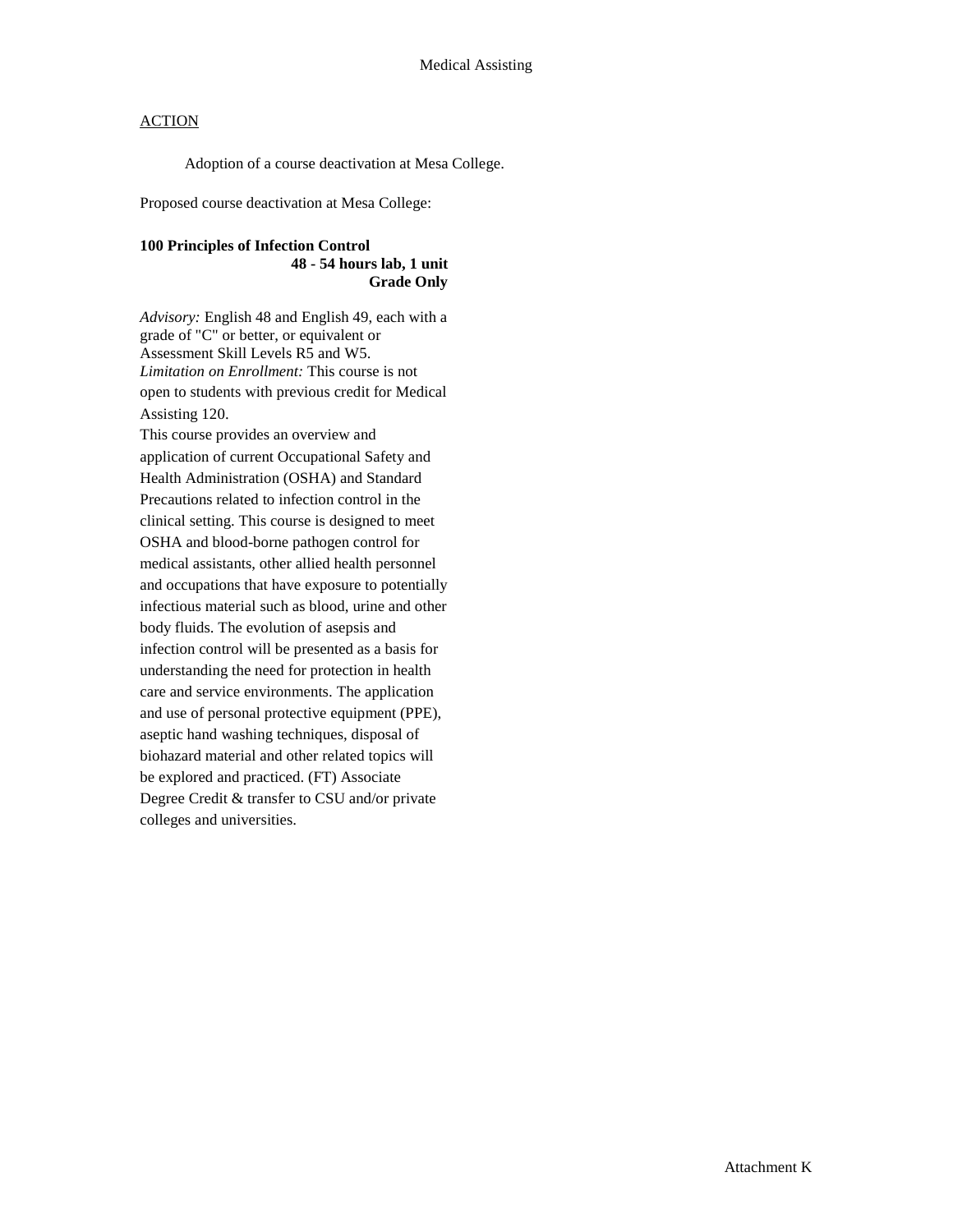Medical Assisting

ACTION

Adoption of a course deactivation at Mesa College.

Proposed course deactivation at Mesa College:

**100 Principles of Infection Control**
**48 - 54 hours lab, 1 unit**
**Grade Only**

*Advisory:* English 48 and English 49, each with a grade of "C" or better, or equivalent or Assessment Skill Levels R5 and W5.
*Limitation on Enrollment:* This course is not open to students with previous credit for Medical Assisting 120.
This course provides an overview and application of current Occupational Safety and Health Administration (OSHA) and Standard Precautions related to infection control in the clinical setting. This course is designed to meet OSHA and blood-borne pathogen control for medical assistants, other allied health personnel and occupations that have exposure to potentially infectious material such as blood, urine and other body fluids. The evolution of asepsis and infection control will be presented as a basis for understanding the need for protection in health care and service environments. The application and use of personal protective equipment (PPE), aseptic hand washing techniques, disposal of biohazard material and other related topics will be explored and practiced. (FT) Associate Degree Credit & transfer to CSU and/or private colleges and universities.

Attachment K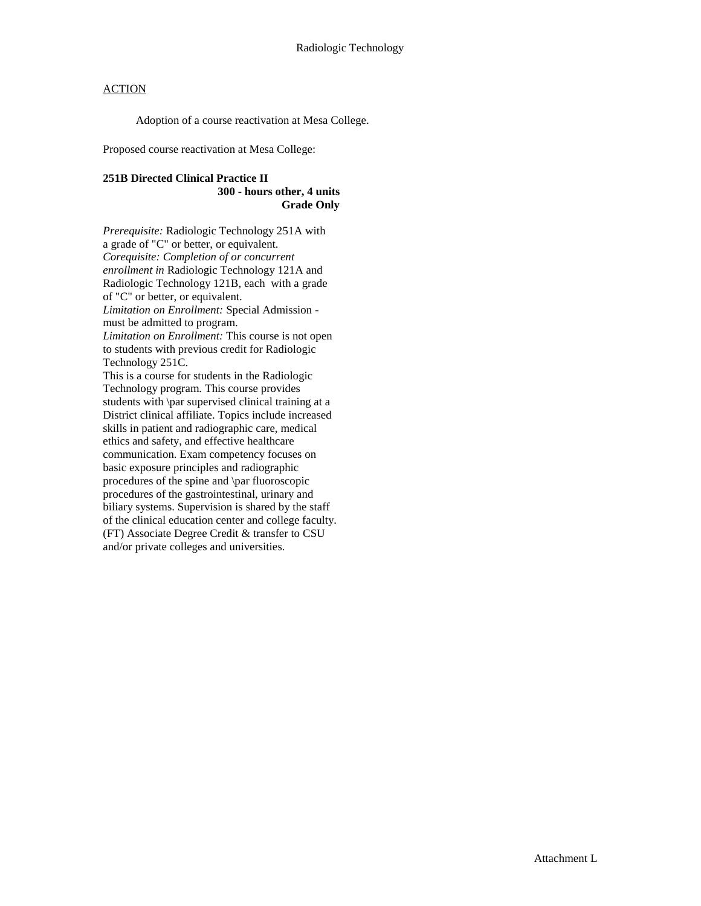Radiologic Technology

ACTION

Adoption of a course reactivation at Mesa College.

Proposed course reactivation at Mesa College:

**251B Directed Clinical Practice II**
**300 - hours other, 4 units**
**Grade Only**

*Prerequisite:* Radiologic Technology 251A with a grade of "C" or better, or equivalent.
*Corequisite: Completion of or concurrent enrollment in* Radiologic Technology 121A and Radiologic Technology 121B, each with a grade of "C" or better, or equivalent.
*Limitation on Enrollment:* Special Admission - must be admitted to program.
*Limitation on Enrollment:* This course is not open to students with previous credit for Radiologic Technology 251C.
This is a course for students in the Radiologic Technology program. This course provides students with \par supervised clinical training at a District clinical affiliate. Topics include increased skills in patient and radiographic care, medical ethics and safety, and effective healthcare communication. Exam competency focuses on basic exposure principles and radiographic procedures of the spine and \par fluoroscopic procedures of the gastrointestinal, urinary and biliary systems. Supervision is shared by the staff of the clinical education center and college faculty. (FT) Associate Degree Credit & transfer to CSU and/or private colleges and universities.

Attachment L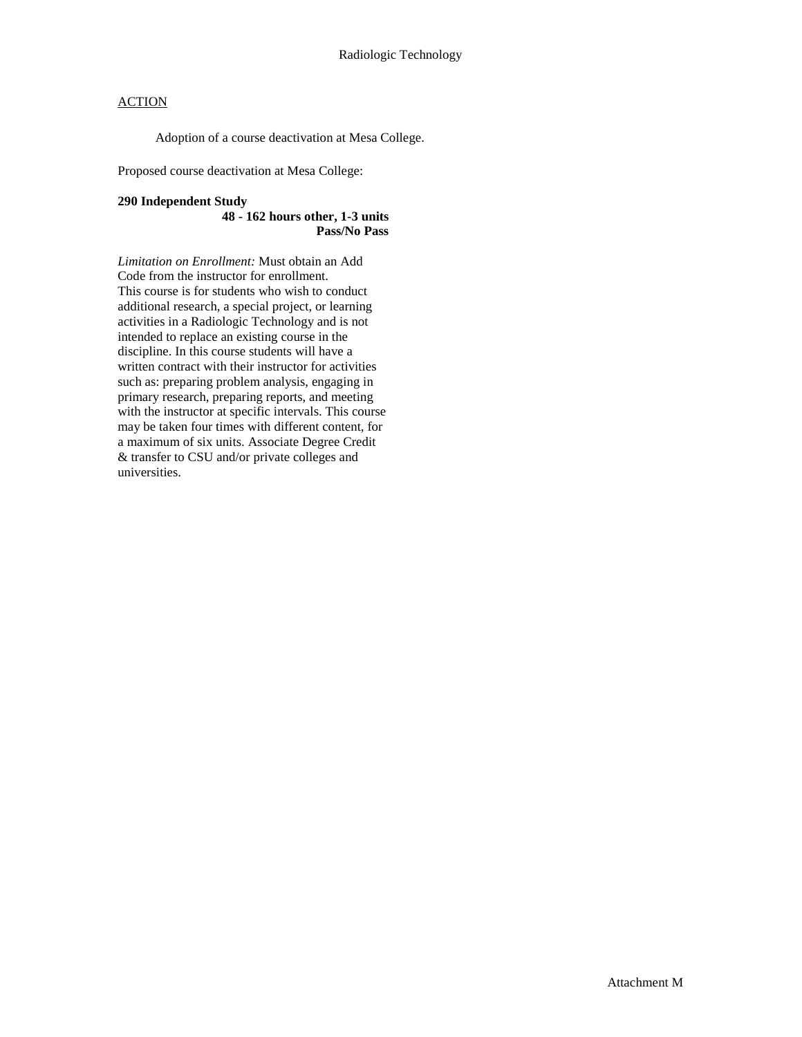# Radiologic Technology

<u>ACTION</u>

Adoption of a course deactivation at Mesa College.

Proposed course deactivation at Mesa College:

**290 Independent Study**
**48 - 162 hours other, 1-3 units**
**Pass/No Pass**

*Limitation on Enrollment:* Must obtain an Add Code from the instructor for enrollment.
This course is for students who wish to conduct additional research, a special project, or learning activities in a Radiologic Technology and is not intended to replace an existing course in the discipline. In this course students will have a written contract with their instructor for activities such as: preparing problem analysis, engaging in primary research, preparing reports, and meeting with the instructor at specific intervals. This course may be taken four times with different content, for a maximum of six units. Associate Degree Credit & transfer to CSU and/or private colleges and universities.

Attachment M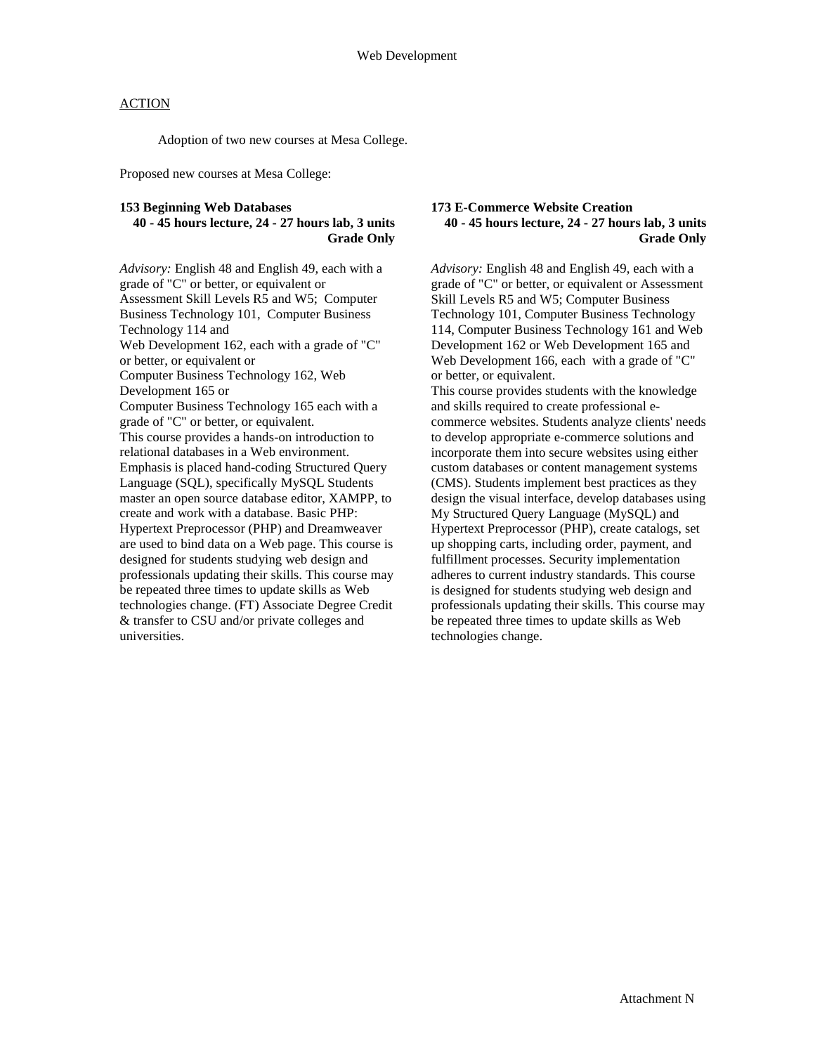Web Development

ACTION

Adoption of two new courses at Mesa College.

Proposed new courses at Mesa College:

**153 Beginning Web Databases**
**40 - 45 hours lecture, 24 - 27 hours lab, 3 units**
**Grade Only**

*Advisory:* English 48 and English 49, each with a grade of "C" or better, or equivalent or Assessment Skill Levels R5 and W5; Computer Business Technology 101, Computer Business Technology 114 and
Web Development 162, each with a grade of "C" or better, or equivalent or
Computer Business Technology 162, Web Development 165 or
Computer Business Technology 165 each with a grade of "C" or better, or equivalent.
This course provides a hands-on introduction to relational databases in a Web environment. Emphasis is placed hand-coding Structured Query Language (SQL), specifically MySQL Students master an open source database editor, XAMPP, to create and work with a database. Basic PHP: Hypertext Preprocessor (PHP) and Dreamweaver are used to bind data on a Web page. This course is designed for students studying web design and professionals updating their skills. This course may be repeated three times to update skills as Web technologies change. (FT) Associate Degree Credit & transfer to CSU and/or private colleges and universities.

**173 E-Commerce Website Creation**
**40 - 45 hours lecture, 24 - 27 hours lab, 3 units**
**Grade Only**

*Advisory:* English 48 and English 49, each with a grade of "C" or better, or equivalent or Assessment Skill Levels R5 and W5; Computer Business Technology 101, Computer Business Technology 114, Computer Business Technology 161 and Web Development 162 or Web Development 165 and Web Development 166, each with a grade of "C" or better, or equivalent.
This course provides students with the knowledge and skills required to create professional e-commerce websites. Students analyze clients' needs to develop appropriate e-commerce solutions and incorporate them into secure websites using either custom databases or content management systems (CMS). Students implement best practices as they design the visual interface, develop databases using My Structured Query Language (MySQL) and Hypertext Preprocessor (PHP), create catalogs, set up shopping carts, including order, payment, and fulfillment processes. Security implementation adheres to current industry standards. This course is designed for students studying web design and professionals updating their skills. This course may be repeated three times to update skills as Web technologies change.

Attachment N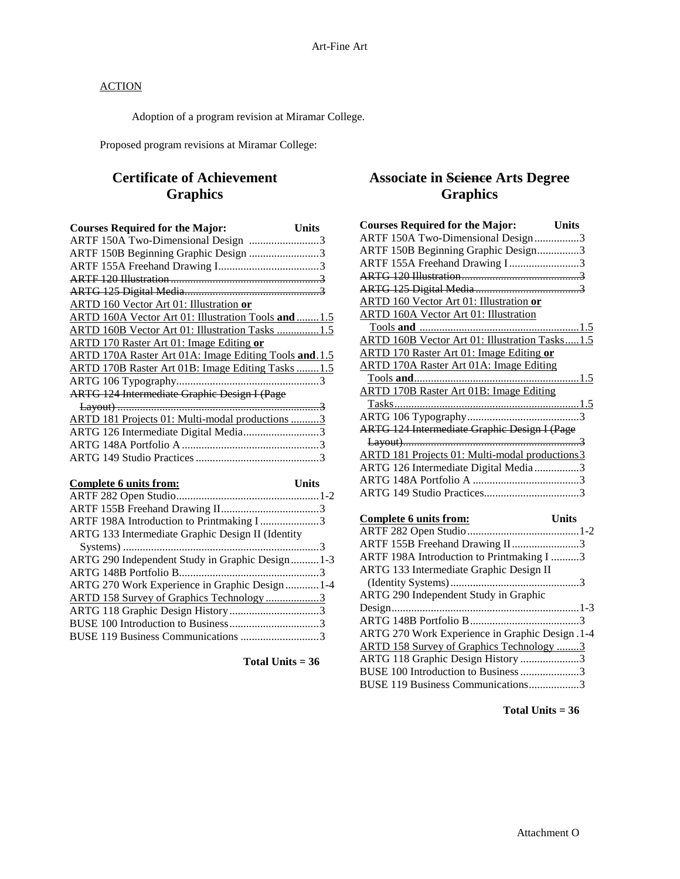Art-Fine Art

ACTION

Adoption of a program revision at Miramar College.

Proposed program revisions at Miramar College:

## Certificate of Achievement Graphics

| Courses Required for the Major: | Units |
|---|---|
| ARTF 150A Two-Dimensional Design | 3 |
| ARTF 150B Beginning Graphic Design | 3 |
| ARTF 155A Freehand Drawing I | 3 |
| ~~ARTF 120 Illustration~~ | ~~3~~ |
| ~~ARTG 125 Digital Media~~ | ~~3~~ |
| ARTD 160 Vector Art 01: Illustration **or** | |
| ARTD 160A Vector Art 01: Illustration Tools **and** | 1.5 |
| ARTD 160B Vector Art 01: Illustration Tasks | 1.5 |
| ARTD 170 Raster Art 01: Image Editing **or** | |
| ARTD 170A Raster Art 01A: Image Editing Tools **and** | 1.5 |
| ARTD 170B Raster Art 01B: Image Editing Tasks | 1.5 |
| ARTG 106 Typography | 3 |
| ~~ARTG 124 Intermediate Graphic Design I (Page Layout)~~ | ~~3~~ |
| ARTD 181 Projects 01: Multi-modal productions | 3 |
| ARTG 126 Intermediate Digital Media | 3 |
| ARTG 148A Portfolio A | 3 |
| ARTG 149 Studio Practices | 3 |

| Complete 6 units from: | Units |
|---|---|
| ARTF 282 Open Studio | 1-2 |
| ARTF 155B Freehand Drawing II | 3 |
| ARTF 198A Introduction to Printmaking I | 3 |
| ARTG 133 Intermediate Graphic Design II (Identity Systems) | 3 |
| ARTG 290 Independent Study in Graphic Design | 1-3 |
| ARTG 148B Portfolio B | 3 |
| ARTG 270 Work Experience in Graphic Design | 1-4 |
| ARTD 158 Survey of Graphics Technology | 3 |
| ARTG 118 Graphic Design History | 3 |
| BUSE 100 Introduction to Business | 3 |
| BUSE 119 Business Communications | 3 |

**Total Units = 36**

## Associate in ~~Science~~ Arts Degree Graphics

| Courses Required for the Major: | Units |
|---|---|
| ARTF 150A Two-Dimensional Design | 3 |
| ARTF 150B Beginning Graphic Design | 3 |
| ARTF 155A Freehand Drawing I | 3 |
| ~~ARTG 120 Illustration~~ | ~~3~~ |
| ~~ARTG 125 Digital Media~~ | ~~3~~ |
| ARTD 160 Vector Art 01: Illustration **or** | |
| ARTD 160A Vector Art 01: Illustration Tools **and** | 1.5 |
| ARTD 160B Vector Art 01: Illustration Tasks | 1.5 |
| ARTD 170 Raster Art 01: Image Editing **or** | |
| ARTD 170A Raster Art 01A: Image Editing Tools **and** | 1.5 |
| ARTD 170B Raster Art 01B: Image Editing Tasks | 1.5 |
| ARTG 106 Typography | 3 |
| ~~ARTG 124 Intermediate Graphic Design I (Page Layout)~~ | ~~3~~ |
| ARTD 181 Projects 01: Multi-modal productions | 3 |
| ARTG 126 Intermediate Digital Media | 3 |
| ARTG 148A Portfolio A | 3 |
| ARTG 149 Studio Practices | 3 |

| Complete 6 units from: | Units |
|---|---|
| ARTF 282 Open Studio | 1-2 |
| ARTF 155B Freehand Drawing II | 3 |
| ARTF 198A Introduction to Printmaking I | 3 |
| ARTG 133 Intermediate Graphic Design II (Identity Systems) | 3 |
| ARTG 290 Independent Study in Graphic Design | 1-3 |
| ARTG 148B Portfolio B | 3 |
| ARTG 270 Work Experience in Graphic Design | 1-4 |
| ARTD 158 Survey of Graphics Technology | 3 |
| ARTG 118 Graphic Design History | 3 |
| BUSE 100 Introduction to Business | 3 |
| BUSE 119 Business Communications | 3 |

**Total Units = 36**

Attachment O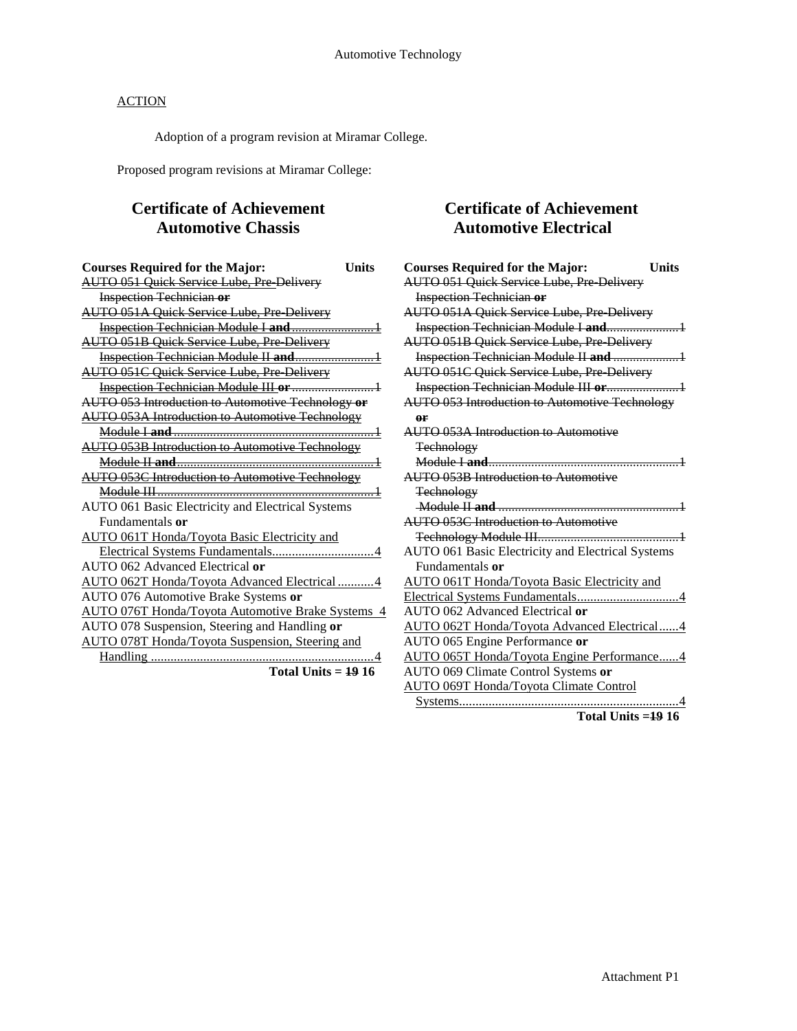ACTION

Adoption of a program revision at Miramar College.

Proposed program revisions at Miramar College:

## Certificate of Achievement Automotive Chassis

| Courses Required for the Major: | Units |
|---|---|
| ~~AUTO 051 Quick Service Lube, Pre-Delivery Inspection Technician **or**~~ | |
| ~~AUTO 051A Quick Service Lube, Pre-Delivery Inspection Technician Module I **and**~~ | ~~1~~ |
| ~~AUTO 051B Quick Service Lube, Pre-Delivery Inspection Technician Module II **and**~~ | ~~1~~ |
| ~~AUTO 051C Quick Service Lube, Pre-Delivery Inspection Technician Module III **or**~~ | ~~1~~ |
| ~~AUTO 053 Introduction to Automotive Technology **or**~~ | |
| ~~AUTO 053A Introduction to Automotive Technology Module I **and**~~ | ~~1~~ |
| ~~AUTO 053B Introduction to Automotive Technology Module II **and**~~ | ~~1~~ |
| ~~AUTO 053C Introduction to Automotive Technology Module III~~ | ~~1~~ |
| AUTO 061 Basic Electricity and Electrical Systems Fundamentals **or** | |
| <u>AUTO 061T Honda/Toyota Basic Electricity and Electrical Systems Fundamentals</u> | 4 |
| AUTO 062 Advanced Electrical **or** | |
| <u>AUTO 062T Honda/Toyota Advanced Electrical</u> | 4 |
| AUTO 076 Automotive Brake Systems **or** | |
| <u>AUTO 076T Honda/Toyota Automotive Brake Systems</u> | 4 |
| AUTO 078 Suspension, Steering and Handling **or** | |
| <u>AUTO 078T Honda/Toyota Suspension, Steering and Handling</u> | 4 |
| **Total Units =** | **~~19~~ 16** |

## Certificate of Achievement Automotive Electrical

| Courses Required for the Major: | Units |
|---|---|
| ~~AUTO 051 Quick Service Lube, Pre-Delivery Inspection Technician **or**~~ | |
| ~~AUTO 051A Quick Service Lube, Pre-Delivery Inspection Technician Module I **and**~~ | ~~1~~ |
| ~~AUTO 051B Quick Service Lube, Pre-Delivery Inspection Technician Module II **and**~~ | ~~1~~ |
| ~~AUTO 051C Quick Service Lube, Pre-Delivery Inspection Technician Module III **or**~~ | ~~1~~ |
| ~~AUTO 053 Introduction to Automotive Technology **or**~~ | |
| ~~AUTO 053A Introduction to Automotive Technology Module I **and**~~ | ~~1~~ |
| ~~AUTO 053B Introduction to Automotive Technology Module II **and**~~ | ~~1~~ |
| ~~AUTO 053C Introduction to Automotive Technology Module III~~ | ~~1~~ |
| AUTO 061 Basic Electricity and Electrical Systems Fundamentals **or** | |
| <u>AUTO 061T Honda/Toyota Basic Electricity and Electrical Systems Fundamentals</u> | 4 |
| AUTO 062 Advanced Electrical **or** | |
| <u>AUTO 062T Honda/Toyota Advanced Electrical</u> | 4 |
| AUTO 065 Engine Performance **or** | |
| <u>AUTO 065T Honda/Toyota Engine Performance</u> | 4 |
| AUTO 069 Climate Control Systems **or** | |
| <u>AUTO 069T Honda/Toyota Climate Control Systems</u> | 4 |
| **Total Units =** | **~~19~~ 16** |

Attachment P1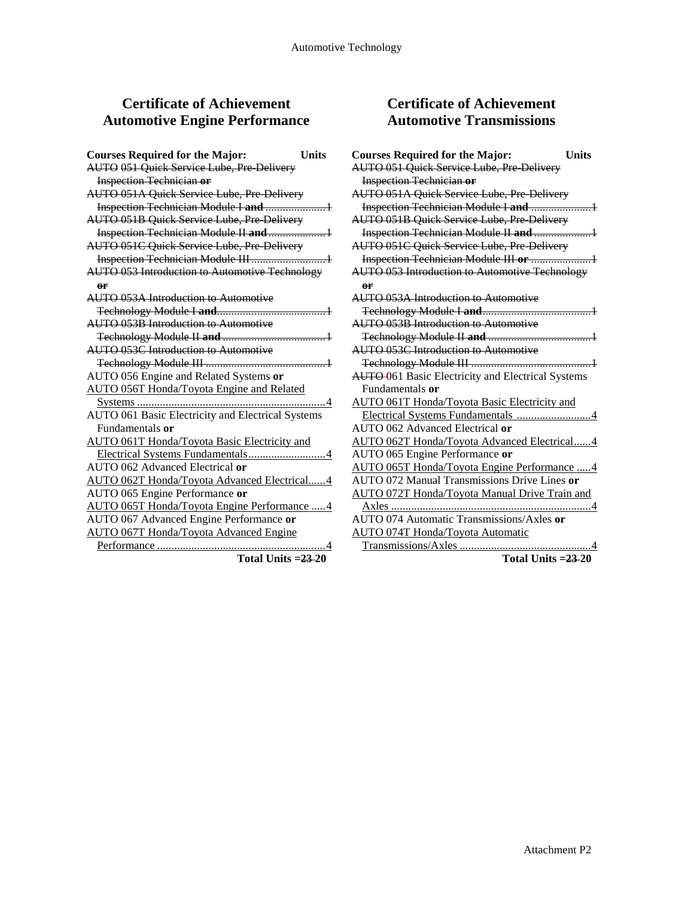# Certificate of Achievement Automotive Engine Performance

| Courses Required for the Major: | Units |
|---|---|
| ~~AUTO 051 Quick Service Lube, Pre-Delivery Inspection Technician **or**~~ | |
| ~~AUTO 051A Quick Service Lube, Pre-Delivery Inspection Technician Module I **and**~~ | ~~1~~ |
| ~~AUTO 051B Quick Service Lube, Pre-Delivery Inspection Technician Module II **and**~~ | ~~1~~ |
| ~~AUTO 051C Quick Service Lube, Pre-Delivery Inspection Technician Module III~~ | ~~1~~ |
| ~~AUTO 053 Introduction to Automotive Technology **or**~~ | |
| ~~AUTO 053A Introduction to Automotive Technology Module I **and**~~ | ~~1~~ |
| ~~AUTO 053B Introduction to Automotive Technology Module II **and**~~ | ~~1~~ |
| ~~AUTO 053C Introduction to Automotive Technology Module III~~ | ~~1~~ |
| AUTO 056 Engine and Related Systems **or** | |
| <u>AUTO 056T Honda/Toyota Engine and Related Systems</u> | 4 |
| AUTO 061 Basic Electricity and Electrical Systems Fundamentals **or** | |
| <u>AUTO 061T Honda/Toyota Basic Electricity and Electrical Systems Fundamentals</u> | 4 |
| AUTO 062 Advanced Electrical **or** | |
| <u>AUTO 062T Honda/Toyota Advanced Electrical</u> | 4 |
| AUTO 065 Engine Performance **or** | |
| <u>AUTO 065T Honda/Toyota Engine Performance</u> | 4 |
| AUTO 067 Advanced Engine Performance **or** | |
| <u>AUTO 067T Honda/Toyota Advanced Engine Performance</u> | 4 |
| **Total Units =** | **~~23~~ 20** |

# Certificate of Achievement Automotive Transmissions

| Courses Required for the Major: | Units |
|---|---|
| ~~AUTO 051 Quick Service Lube, Pre-Delivery Inspection Technician **or**~~ | |
| ~~AUTO 051A Quick Service Lube, Pre-Delivery Inspection Technician Module I **and**~~ | ~~1~~ |
| ~~AUTO 051B Quick Service Lube, Pre-Delivery Inspection Technician Module II **and**~~ | ~~1~~ |
| ~~AUTO 051C Quick Service Lube, Pre-Delivery Inspection Technician Module III **or**~~ | ~~1~~ |
| ~~AUTO 053 Introduction to Automotive Technology **or**~~ | |
| ~~AUTO 053A Introduction to Automotive Technology Module I **and**~~ | ~~1~~ |
| ~~AUTO 053B Introduction to Automotive Technology Module II **and**~~ | ~~1~~ |
| ~~AUTO 053C Introduction to Automotive Technology Module III~~ | ~~1~~ |
| ~~AUTO~~ 061 Basic Electricity and Electrical Systems Fundamentals **or** | |
| <u>AUTO 061T Honda/Toyota Basic Electricity and Electrical Systems Fundamentals</u> | 4 |
| AUTO 062 Advanced Electrical **or** | |
| <u>AUTO 062T Honda/Toyota Advanced Electrical</u> | 4 |
| AUTO 065 Engine Performance **or** | |
| <u>AUTO 065T Honda/Toyota Engine Performance</u> | 4 |
| AUTO 072 Manual Transmissions Drive Lines **or** | |
| <u>AUTO 072T Honda/Toyota Manual Drive Train and Axles</u> | 4 |
| AUTO 074 Automatic Transmissions/Axles **or** | |
| <u>AUTO 074T Honda/Toyota Automatic Transmissions/Axles</u> | 4 |
| **Total Units =** | **~~23~~ 20** |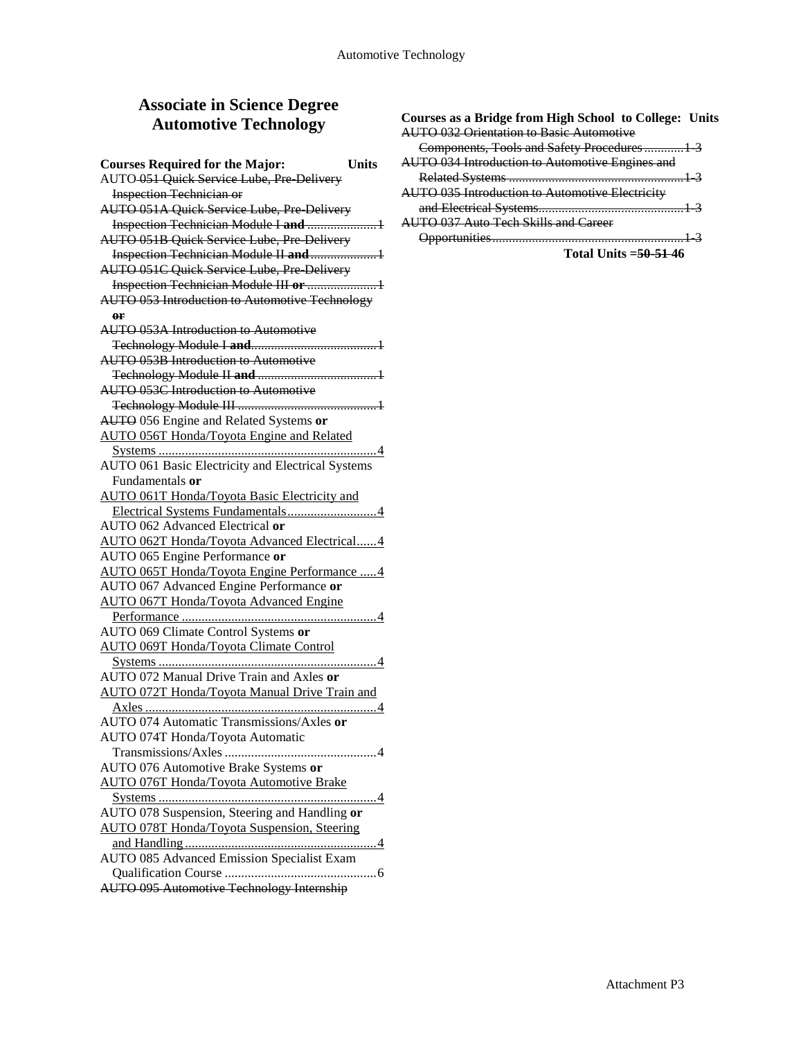## Associate in Science Degree Automotive Technology

| Courses Required for the Major: | Units |
|---|---|
| AUTO ~~051 Quick Service Lube, Pre-Delivery Inspection Technician or~~ | |
| ~~AUTO 051A Quick Service Lube, Pre-Delivery Inspection Technician Module I **and**~~ | ~~1~~ |
| ~~AUTO 051B Quick Service Lube, Pre-Delivery Inspection Technician Module II **and**~~ | ~~1~~ |
| ~~AUTO 051C Quick Service Lube, Pre-Delivery Inspection Technician Module III **or**~~ | ~~1~~ |
| ~~AUTO 053 Introduction to Automotive Technology **or**~~ | |
| ~~AUTO 053A Introduction to Automotive Technology Module I **and**~~ | ~~1~~ |
| ~~AUTO 053B Introduction to Automotive Technology Module II **and**~~ | ~~1~~ |
| ~~AUTO 053C Introduction to Automotive Technology Module III~~ | ~~1~~ |
| ~~AUTO~~ 056 Engine and Related Systems **or** | |
| <u>AUTO 056T Honda/Toyota Engine and Related Systems</u> | 4 |
| AUTO 061 Basic Electricity and Electrical Systems Fundamentals **or** | |
| <u>AUTO 061T Honda/Toyota Basic Electricity and Electrical Systems Fundamentals</u> | 4 |
| AUTO 062 Advanced Electrical **or** | |
| <u>AUTO 062T Honda/Toyota Advanced Electrical</u> | 4 |
| AUTO 065 Engine Performance **or** | |
| <u>AUTO 065T Honda/Toyota Engine Performance</u> | 4 |
| AUTO 067 Advanced Engine Performance **or** | |
| <u>AUTO 067T Honda/Toyota Advanced Engine Performance</u> | 4 |
| AUTO 069 Climate Control Systems **or** | |
| <u>AUTO 069T Honda/Toyota Climate Control Systems</u> | 4 |
| AUTO 072 Manual Drive Train and Axles **or** | |
| <u>AUTO 072T Honda/Toyota Manual Drive Train and Axles</u> | 4 |
| AUTO 074 Automatic Transmissions/Axles **or** | |
| AUTO 074T Honda/Toyota Automatic Transmissions/Axles | 4 |
| AUTO 076 Automotive Brake Systems **or** | |
| <u>AUTO 076T Honda/Toyota Automotive Brake Systems</u> | 4 |
| AUTO 078 Suspension, Steering and Handling **or** | |
| <u>AUTO 078T Honda/Toyota Suspension, Steering and Handling</u> | 4 |
| AUTO 085 Advanced Emission Specialist Exam Qualification Course | 6 |
| ~~AUTO 095 Automotive Technology Internship~~ | |

| Courses as a Bridge from High School to College: | Units |
|---|---|
| ~~AUTO 032 Orientation to Basic Automotive Components, Tools and Safety Procedures~~ | ~~1-3~~ |
| ~~AUTO 034 Introduction to Automotive Engines and Related Systems~~ | ~~1-3~~ |
| ~~AUTO 035 Introduction to Automotive Electricity and Electrical Systems~~ | ~~1-3~~ |
| ~~AUTO 037 Auto Tech Skills and Career Opportunities~~ | ~~1-3~~ |

**Total Units =~~50-51~~ 46**

Attachment P3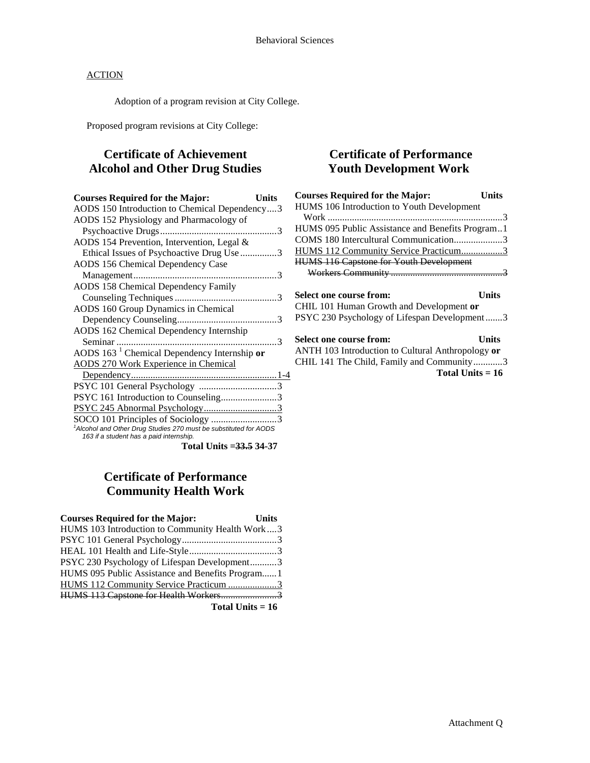<u>ACTION</u>

Adoption of a program revision at City College.

Proposed program revisions at City College:

## Certificate of Achievement
## Alcohol and Other Drug Studies

| Courses Required for the Major: | Units |
|---|---|
| AODS 150 Introduction to Chemical Dependency | 3 |
| AODS 152 Physiology and Pharmacology of Psychoactive Drugs | 3 |
| AODS 154 Prevention, Intervention, Legal & Ethical Issues of Psychoactive Drug Use | 3 |
| AODS 156 Chemical Dependency Case Management | 3 |
| AODS 158 Chemical Dependency Family Counseling Techniques | 3 |
| AODS 160 Group Dynamics in Chemical Dependency Counseling | 3 |
| AODS 162 Chemical Dependency Internship Seminar | 3 |
| AODS 163 [1] Chemical Dependency Internship **or** <u>AODS 270 Work Experience in Chemical Dependency</u> | <u>1-4</u> |
| PSYC 101 General Psychology | 3 |
| PSYC 161 Introduction to Counseling | 3 |
| <u>PSYC 245 Abnormal Psychology</u> | <u>3</u> |
| SOCO 101 Principles of Sociology | 3 |

*[1]Alcohol and Other Drug Studies 270 must be substituted for AODS 163 if a student has a paid internship.*

**Total Units =~~33.5~~ 34-37**

## Certificate of Performance
## Community Health Work

| Courses Required for the Major: | Units |
|---|---|
| HUMS 103 Introduction to Community Health Work | 3 |
| PSYC 101 General Psychology | 3 |
| HEAL 101 Health and Life-Style | 3 |
| PSYC 230 Psychology of Lifespan Development | 3 |
| HUMS 095 Public Assistance and Benefits Program | 1 |
| <u>HUMS 112 Community Service Practicum</u> | <u>3</u> |
| ~~HUMS 113 Capstone for Health Workers~~ | ~~3~~ |

**Total Units = 16**

## Certificate of Performance
## Youth Development Work

| Courses Required for the Major: | Units |
|---|---|
| HUMS 106 Introduction to Youth Development Work | 3 |
| HUMS 095 Public Assistance and Benefits Program | 1 |
| COMS 180 Intercultural Communication | 3 |
| <u>HUMS 112 Community Service Practicum</u> | <u>3</u> |
| ~~HUMS 116 Capstone for Youth Development Workers Community~~ | ~~3~~ |

| Select one course from: | Units |
|---|---|
| CHIL 101 Human Growth and Development **or** PSYC 230 Psychology of Lifespan Development | 3 |

| Select one course from: | Units |
|---|---|
| ANTH 103 Introduction to Cultural Anthropology **or** CHIL 141 The Child, Family and Community | 3 |

**Total Units = 16**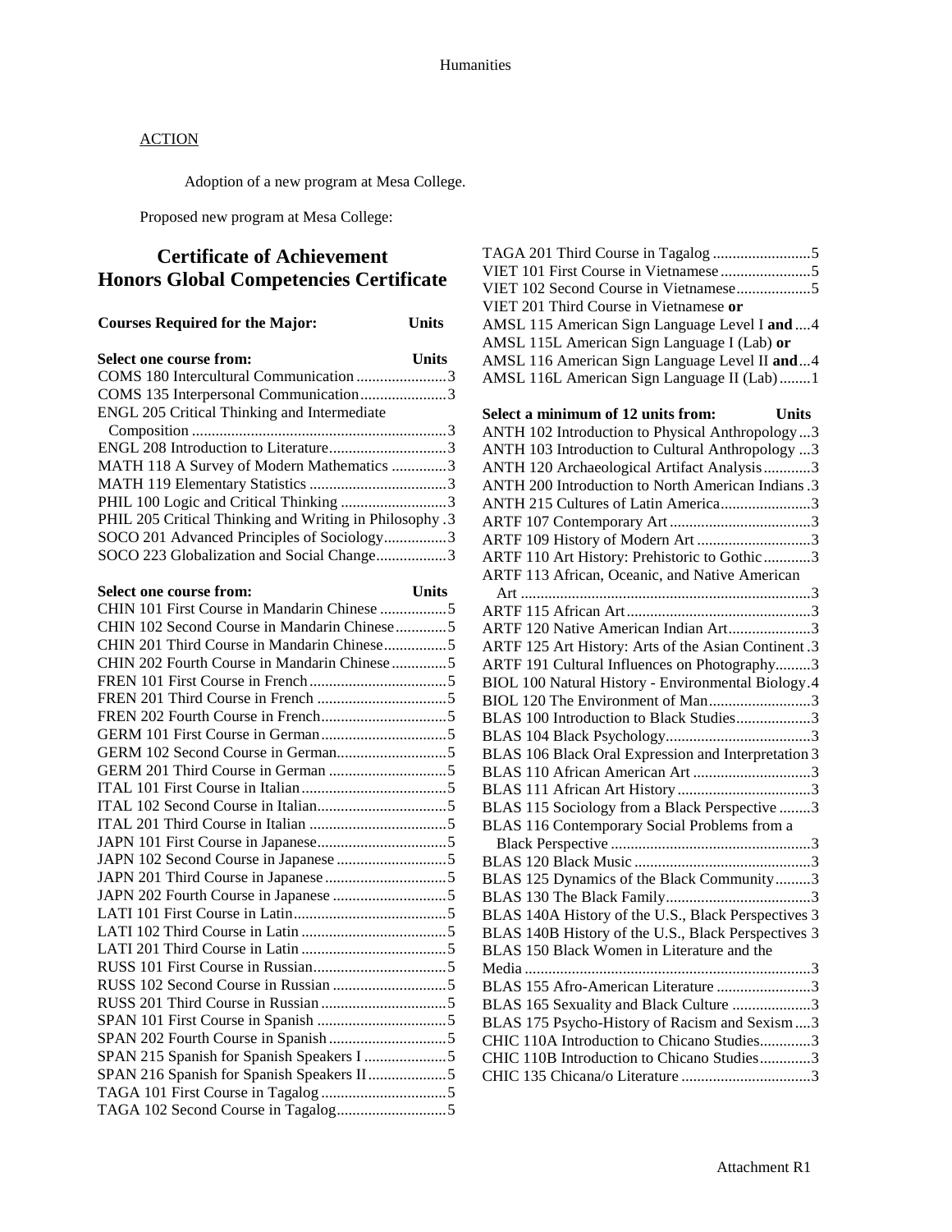ACTION

Adoption of a new program at Mesa College.

Proposed new program at Mesa College:

## Certificate of Achievement
## Honors Global Competencies Certificate

**Courses Required for the Major: Units**

| Select one course from: | Units |
|---|---|
| COMS 180 Intercultural Communication | 3 |
| COMS 135 Interpersonal Communication | 3 |
| ENGL 205 Critical Thinking and Intermediate Composition | 3 |
| ENGL 208 Introduction to Literature | 3 |
| MATH 118 A Survey of Modern Mathematics | 3 |
| MATH 119 Elementary Statistics | 3 |
| PHIL 100 Logic and Critical Thinking | 3 |
| PHIL 205 Critical Thinking and Writing in Philosophy | 3 |
| SOCO 201 Advanced Principles of Sociology | 3 |
| SOCO 223 Globalization and Social Change | 3 |

| Select one course from: | Units |
|---|---|
| CHIN 101 First Course in Mandarin Chinese | 5 |
| CHIN 102 Second Course in Mandarin Chinese | 5 |
| CHIN 201 Third Course in Mandarin Chinese | 5 |
| CHIN 202 Fourth Course in Mandarin Chinese | 5 |
| FREN 101 First Course in French | 5 |
| FREN 201 Third Course in French | 5 |
| FREN 202 Fourth Course in French | 5 |
| GERM 101 First Course in German | 5 |
| GERM 102 Second Course in German | 5 |
| GERM 201 Third Course in German | 5 |
| ITAL 101 First Course in Italian | 5 |
| ITAL 102 Second Course in Italian | 5 |
| ITAL 201 Third Course in Italian | 5 |
| JAPN 101 First Course in Japanese | 5 |
| JAPN 102 Second Course in Japanese | 5 |
| JAPN 201 Third Course in Japanese | 5 |
| JAPN 202 Fourth Course in Japanese | 5 |
| LATI 101 First Course in Latin | 5 |
| LATI 102 Third Course in Latin | 5 |
| LATI 201 Third Course in Latin | 5 |
| RUSS 101 First Course in Russian | 5 |
| RUSS 102 Second Course in Russian | 5 |
| RUSS 201 Third Course in Russian | 5 |
| SPAN 101 First Course in Spanish | 5 |
| SPAN 202 Fourth Course in Spanish | 5 |
| SPAN 215 Spanish for Spanish Speakers I | 5 |
| SPAN 216 Spanish for Spanish Speakers II | 5 |
| TAGA 101 First Course in Tagalog | 5 |
| TAGA 102 Second Course in Tagalog | 5 |
| TAGA 201 Third Course in Tagalog | 5 |
| VIET 101 First Course in Vietnamese | 5 |
| VIET 102 Second Course in Vietnamese | 5 |
| VIET 201 Third Course in Vietnamese **or** | |
| AMSL 115 American Sign Language Level I **and** | 4 |
| AMSL 115L American Sign Language I (Lab) **or** | |
| AMSL 116 American Sign Language Level II **and** | 4 |
| AMSL 116L American Sign Language II (Lab) | 1 |

| Select a minimum of 12 units from: | Units |
|---|---|
| ANTH 102 Introduction to Physical Anthropology | 3 |
| ANTH 103 Introduction to Cultural Anthropology | 3 |
| ANTH 120 Archaeological Artifact Analysis | 3 |
| ANTH 200 Introduction to North American Indians | 3 |
| ANTH 215 Cultures of Latin America | 3 |
| ARTF 107 Contemporary Art | 3 |
| ARTF 109 History of Modern Art | 3 |
| ARTF 110 Art History: Prehistoric to Gothic | 3 |
| ARTF 113 African, Oceanic, and Native American Art | 3 |
| ARTF 115 African Art | 3 |
| ARTF 120 Native American Indian Art | 3 |
| ARTF 125 Art History: Arts of the Asian Continent | 3 |
| ARTF 191 Cultural Influences on Photography | 3 |
| BIOL 100 Natural History - Environmental Biology | 4 |
| BIOL 120 The Environment of Man | 3 |
| BLAS 100 Introduction to Black Studies | 3 |
| BLAS 104 Black Psychology | 3 |
| BLAS 106 Black Oral Expression and Interpretation | 3 |
| BLAS 110 African American Art | 3 |
| BLAS 111 African Art History | 3 |
| BLAS 115 Sociology from a Black Perspective | 3 |
| BLAS 116 Contemporary Social Problems from a Black Perspective | 3 |
| BLAS 120 Black Music | 3 |
| BLAS 125 Dynamics of the Black Community | 3 |
| BLAS 130 The Black Family | 3 |
| BLAS 140A History of the U.S., Black Perspectives | 3 |
| BLAS 140B History of the U.S., Black Perspectives | 3 |
| BLAS 150 Black Women in Literature and the Media | 3 |
| BLAS 155 Afro-American Literature | 3 |
| BLAS 165 Sexuality and Black Culture | 3 |
| BLAS 175 Psycho-History of Racism and Sexism | 3 |
| CHIC 110A Introduction to Chicano Studies | 3 |
| CHIC 110B Introduction to Chicano Studies | 3 |
| CHIC 135 Chicana/o Literature | 3 |

Attachment R1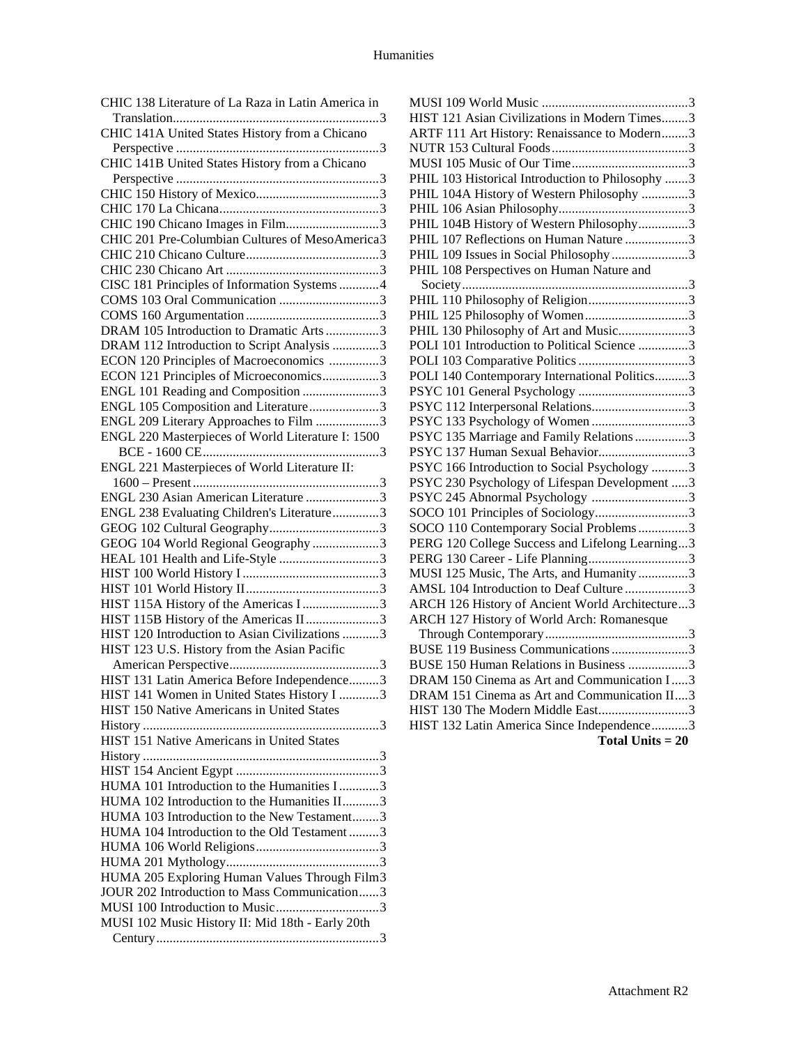CHIC 138 Literature of La Raza in Latin America in Translation............................................................3
CHIC 141A United States History from a Chicano Perspective ............................................................3
CHIC 141B United States History from a Chicano Perspective ............................................................3
CHIC 150 History of Mexico.....................................3
CHIC 170 La Chicana................................................3
CHIC 190 Chicano Images in Film............................3
CHIC 201 Pre-Columbian Cultures of MesoAmerica3
CHIC 210 Chicano Culture........................................3
CHIC 230 Chicano Art ..............................................3
CISC 181 Principles of Information Systems ............4
COMS 103 Oral Communication ..............................3
COMS 160 Argumentation ........................................3
DRAM 105 Introduction to Dramatic Arts ................3
DRAM 112 Introduction to Script Analysis ..............3
ECON 120 Principles of Macroeconomics ...............3
ECON 121 Principles of Microeconomics.................3
ENGL 101 Reading and Composition .......................3
ENGL 105 Composition and Literature.....................3
ENGL 209 Literary Approaches to Film ...................3
ENGL 220 Masterpieces of World Literature I: 1500 BCE - 1600 CE.....................................................3
ENGL 221 Masterpieces of World Literature II: 1600 – Present ........................................................3
ENGL 230 Asian American Literature ......................3
ENGL 238 Evaluating Children's Literature..............3
GEOG 102 Cultural Geography.................................3
GEOG 104 World Regional Geography ....................3
HEAL 101 Health and Life-Style ..............................3
HIST 100 World History I .........................................3
HIST 101 World History II........................................3
HIST 115A History of the Americas I .......................3
HIST 115B History of the Americas II ......................3
HIST 120 Introduction to Asian Civilizations ...........3
HIST 123 U.S. History from the Asian Pacific American Perspective............................................3
HIST 131 Latin America Before Independence.........3
HIST 141 Women in United States History I ............3
HIST 150 Native Americans in United States History .......................................................................3
HIST 151 Native Americans in United States History .......................................................................3
HIST 154 Ancient Egypt ...........................................3
HUMA 101 Introduction to the Humanities I ............3
HUMA 102 Introduction to the Humanities II...........3
HUMA 103 Introduction to the New Testament........3
HUMA 104 Introduction to the Old Testament .........3
HUMA 106 World Religions.....................................3
HUMA 201 Mythology..............................................3
HUMA 205 Exploring Human Values Through Film3
JOUR 202 Introduction to Mass Communication......3
MUSI 100 Introduction to Music...............................3
MUSI 102 Music History II: Mid 18th - Early 20th Century..................................................................3
MUSI 109 World Music ............................................3
HIST 121 Asian Civilizations in Modern Times........3
ARTF 111 Art History: Renaissance to Modern........3
NUTR 153 Cultural Foods.........................................3
MUSI 105 Music of Our Time...................................3
PHIL 103 Historical Introduction to Philosophy .......3
PHIL 104A History of Western Philosophy ..............3
PHIL 106 Asian Philosophy.......................................3
PHIL 104B History of Western Philosophy...............3
PHIL 107 Reflections on Human Nature ...................3
PHIL 109 Issues in Social Philosophy .......................3
PHIL 108 Perspectives on Human Nature and Society...................................................................3
PHIL 110 Philosophy of Religion..............................3
PHIL 125 Philosophy of Women...............................3
PHIL 130 Philosophy of Art and Music....................3
POLI 101 Introduction to Political Science ...............3
POLI 103 Comparative Politics .................................3
POLI 140 Contemporary International Politics..........3
PSYC 101 General Psychology .................................3
PSYC 112 Interpersonal Relations.............................3
PSYC 133 Psychology of Women ............................3
PSYC 135 Marriage and Family Relations ................3
PSYC 137 Human Sexual Behavior...........................3
PSYC 166 Introduction to Social Psychology ...........3
PSYC 230 Psychology of Lifespan Development .....3
PSYC 245 Abnormal Psychology .............................3
SOCO 101 Principles of Sociology............................3
SOCO 110 Contemporary Social Problems ...............3
PERG 120 College Success and Lifelong Learning...3
PERG 130 Career - Life Planning..............................3
MUSI 125 Music, The Arts, and Humanity ...............3
AMSL 104 Introduction to Deaf Culture ...................3
ARCH 126 History of Ancient World Architecture...3
ARCH 127 History of World Arch: Romanesque Through Contemporary...........................................3
BUSE 119 Business Communications .......................3
BUSE 150 Human Relations in Business ..................3
DRAM 150 Cinema as Art and Communication I .....3
DRAM 151 Cinema as Art and Communication II....3
HIST 130 The Modern Middle East...........................3
HIST 132 Latin America Since Independence...........3

**Total Units = 20**

Attachment R2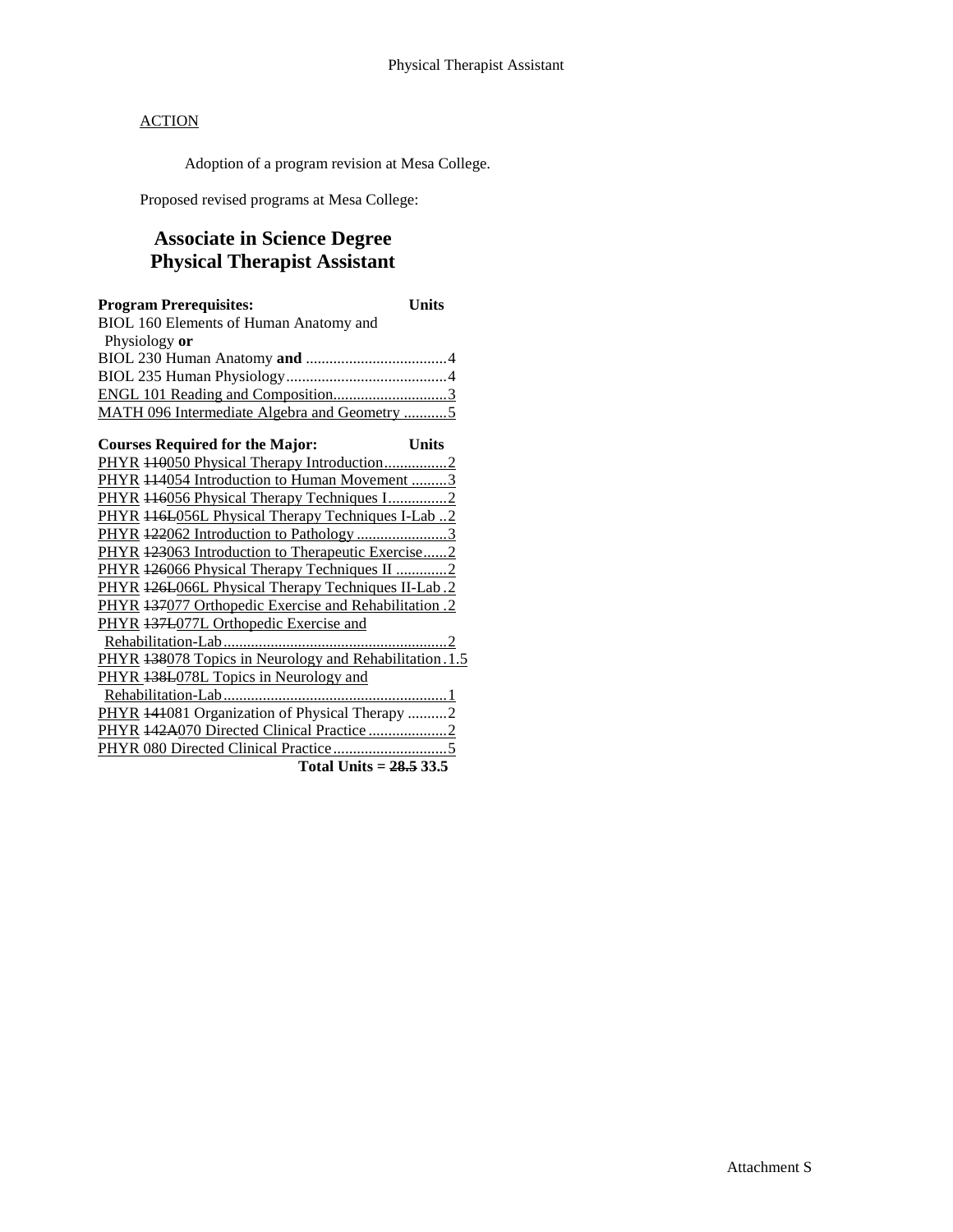ACTION

Adoption of a program revision at Mesa College.

Proposed revised programs at Mesa College:

## Associate in Science Degree
## Physical Therapist Assistant

| Program Prerequisites: | Units |
|---|---|
| BIOL 160 Elements of Human Anatomy and Physiology **or** | |
| BIOL 230 Human Anatomy **and** | 4 |
| BIOL 235 Human Physiology | 4 |
| ENGL 101 Reading and Composition | 3 |
| MATH 096 Intermediate Algebra and Geometry | 5 |

| Courses Required for the Major: | Units |
|---|---|
| PHYR ~~110~~050 Physical Therapy Introduction | 2 |
| PHYR ~~114~~054 Introduction to Human Movement | 3 |
| PHYR ~~116~~056 Physical Therapy Techniques I | 2 |
| PHYR ~~116L~~056L Physical Therapy Techniques I-Lab | 2 |
| PHYR ~~122~~062 Introduction to Pathology | 3 |
| PHYR ~~123~~063 Introduction to Therapeutic Exercise | 2 |
| PHYR ~~126~~066 Physical Therapy Techniques II | 2 |
| PHYR ~~126L~~066L Physical Therapy Techniques II-Lab | 2 |
| PHYR ~~137~~077 Orthopedic Exercise and Rehabilitation | 2 |
| PHYR ~~137L~~077L Orthopedic Exercise and Rehabilitation-Lab | 2 |
| PHYR ~~138~~078 Topics in Neurology and Rehabilitation | 1.5 |
| PHYR ~~138L~~078L Topics in Neurology and Rehabilitation-Lab | 1 |
| PHYR ~~141~~081 Organization of Physical Therapy | 2 |
| PHYR ~~142A~~070 Directed Clinical Practice | 2 |
| PHYR 080 Directed Clinical Practice | 5 |
| **Total Units = ~~28.5~~ 33.5** | |

Attachment S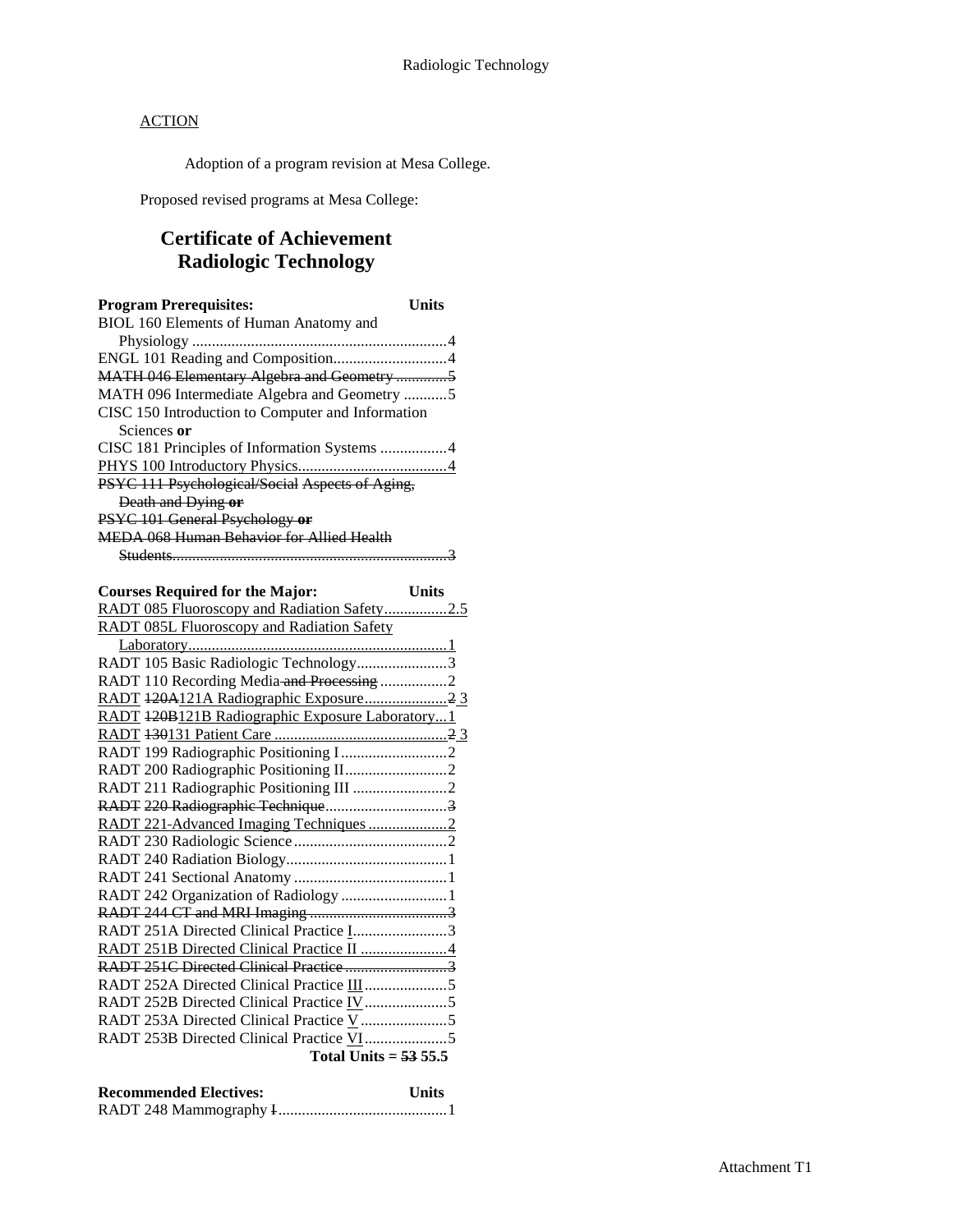<u>ACTION</u>

Adoption of a program revision at Mesa College.

Proposed revised programs at Mesa College:

## Certificate of Achievement
## Radiologic Technology

| **Program Prerequisites:** | **Units** |
|---|---|
| BIOL 160 Elements of Human Anatomy and Physiology | 4 |
| ENGL 101 Reading and Composition | 4 |
| ~~MATH 046 Elementary Algebra and Geometry~~ | ~~5~~ |
| MATH 096 Intermediate Algebra and Geometry | 5 |
| CISC 150 Introduction to Computer and Information Sciences **or** | |
| CISC 181 Principles of Information Systems | 4 |
| <u>PHYS 100 Introductory Physics</u> | <u>4</u> |
| ~~PSYC 111 Psychological/Social Aspects of Aging, Death and Dying **or**~~ | |
| ~~PSYC 101 General Psychology **or**~~ | |
| ~~MEDA 068 Human Behavior for Allied Health Students~~ | ~~3~~ |

| **Courses Required for the Major:** | **Units** |
|---|---|
| <u>RADT 085 Fluoroscopy and Radiation Safety</u> | <u>2.5</u> |
| <u>RADT 085L Fluoroscopy and Radiation Safety Laboratory</u> | <u>1</u> |
| RADT 105 Basic Radiologic Technology | 3 |
| RADT 110 Recording Media ~~and Processing~~ | 2 |
| <u>RADT</u> ~~120A~~<u>121A Radiographic Exposure</u> | ~~2~~ <u>3</u> |
| <u>RADT</u> ~~120B~~<u>121B Radiographic Exposure Laboratory</u> | <u>1</u> |
| <u>RADT</u> ~~130~~<u>131 Patient Care</u> | ~~2~~ <u>3</u> |
| RADT 199 Radiographic Positioning I | 2 |
| RADT 200 Radiographic Positioning II | 2 |
| RADT 211 Radiographic Positioning III | 2 |
| ~~RADT 220 Radiographic Technique~~ | ~~3~~ |
| <u>RADT 221-Advanced Imaging Techniques</u> | <u>2</u> |
| RADT 230 Radiologic Science | 2 |
| RADT 240 Radiation Biology | 1 |
| RADT 241 Sectional Anatomy | 1 |
| RADT 242 Organization of Radiology | 1 |
| ~~RADT 244 CT and MRI Imaging~~ | ~~3~~ |
| RADT 251A Directed Clinical Practice <u>I</u> | 3 |
| <u>RADT 251B Directed Clinical Practice II</u> | <u>4</u> |
| ~~RADT 251C Directed Clinical Practice~~ | ~~3~~ |
| RADT 252A Directed Clinical Practice <u>III</u> | 5 |
| RADT 252B Directed Clinical Practice <u>IV</u> | 5 |
| RADT 253A Directed Clinical Practice <u>V</u> | 5 |
| RADT 253B Directed Clinical Practice <u>VI</u> | 5 |
| **Total Units =** | **~~53~~ 55.5** |

| **Recommended Electives:** | **Units** |
|---|---|
| RADT 248 Mammography ~~I~~ | 1 |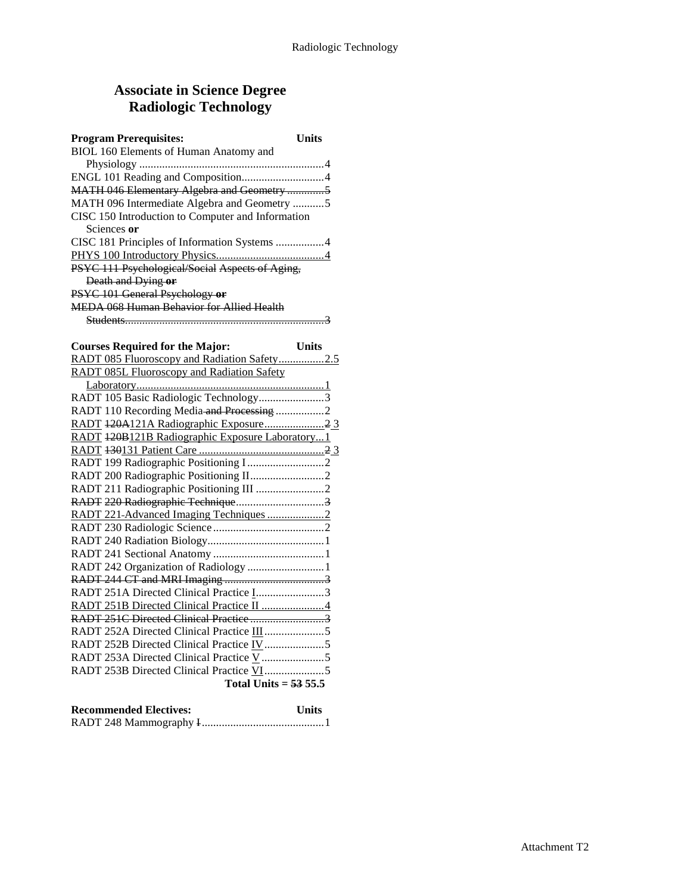# Associate in Science Degree
# Radiologic Technology

| Program Prerequisites: | Units |
|---|---|
| BIOL 160 Elements of Human Anatomy and Physiology | 4 |
| ENGL 101 Reading and Composition | 4 |
| ~~MATH 046 Elementary Algebra and Geometry~~ | ~~5~~ |
| MATH 096 Intermediate Algebra and Geometry | 5 |
| CISC 150 Introduction to Computer and Information Sciences **or** | |
| CISC 181 Principles of Information Systems | 4 |
| <u>PHYS 100 Introductory Physics</u> | <u>4</u> |
| ~~PSYC 111 Psychological/Social Aspects of Aging, Death and Dying **or**~~ | |
| ~~PSYC 101 General Psychology **or**~~ | |
| ~~MEDA 068 Human Behavior for Allied Health Students~~ | ~~3~~ |

| Courses Required for the Major: | Units |
|---|---|
| <u>RADT 085 Fluoroscopy and Radiation Safety</u> | <u>2.5</u> |
| <u>RADT 085L Fluoroscopy and Radiation Safety Laboratory</u> | <u>1</u> |
| RADT 105 Basic Radiologic Technology | 3 |
| RADT 110 Recording Media ~~and Processing~~ | 2 |
| <u>RADT</u> ~~120A~~<u>121A Radiographic Exposure</u> | ~~2~~ <u>3</u> |
| <u>RADT</u> ~~120B~~<u>121B Radiographic Exposure Laboratory</u> | <u>1</u> |
| <u>RADT</u> ~~130~~<u>131 Patient Care</u> | ~~2~~ <u>3</u> |
| RADT 199 Radiographic Positioning I | 2 |
| RADT 200 Radiographic Positioning II | 2 |
| RADT 211 Radiographic Positioning III | 2 |
| ~~RADT 220 Radiographic Technique~~ | ~~3~~ |
| <u>RADT 221 Advanced Imaging Techniques</u> | <u>2</u> |
| RADT 230 Radiologic Science | 2 |
| RADT 240 Radiation Biology | 1 |
| RADT 241 Sectional Anatomy | 1 |
| RADT 242 Organization of Radiology | 1 |
| ~~RADT 244 CT and MRI Imaging~~ | ~~3~~ |
| RADT 251A Directed Clinical Practice <u>I</u> | 3 |
| <u>RADT 251B Directed Clinical Practice II</u> | <u>4</u> |
| ~~RADT 251C Directed Clinical Practice~~ | ~~3~~ |
| RADT 252A Directed Clinical Practice <u>III</u> | 5 |
| RADT 252B Directed Clinical Practice <u>IV</u> | 5 |
| RADT 253A Directed Clinical Practice <u>V</u> | 5 |
| RADT 253B Directed Clinical Practice <u>VI</u> | 5 |
| **Total Units =** | **~~53~~ 55.5** |

| Recommended Electives: | Units |
|---|---|
| RADT 248 Mammography ~~I~~ | 1 |